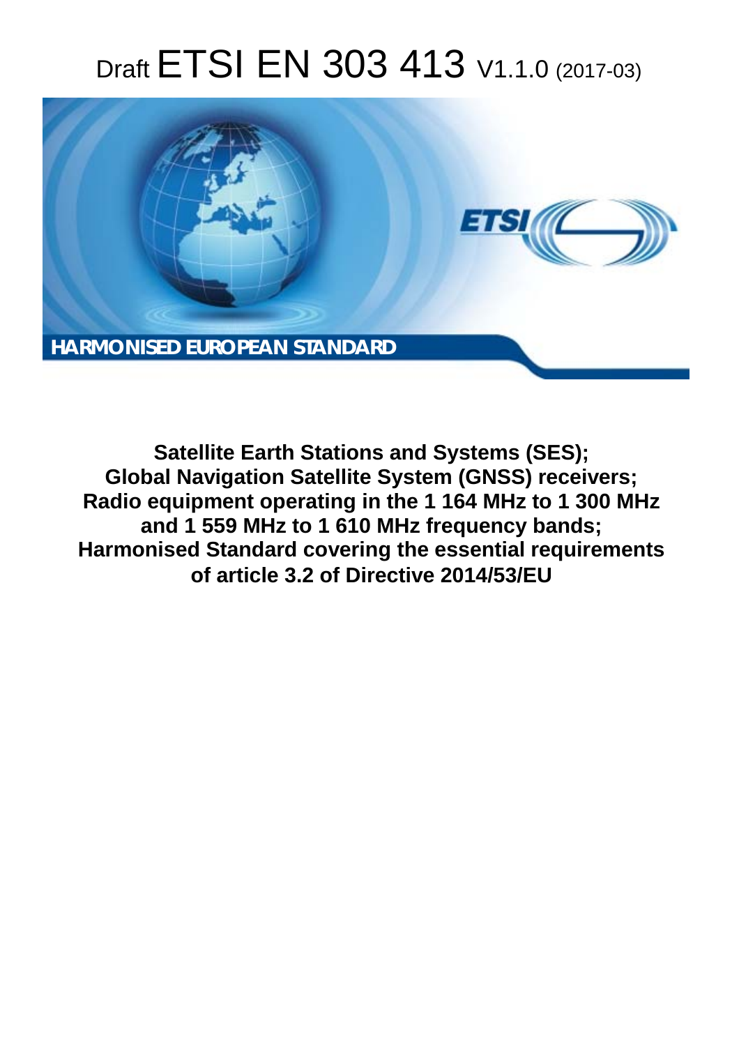# Draft ETSI EN 303 413 V1.1.0 (2017-03)

**HARMONISED EUROPEAN STANDARD**

**Satellite Earth Stations and Systems (SES); Global Navigation Satellite System (GNSS) receivers; Radio equipment operating in the 1 164 MHz to 1 300 MHz and 1 559 MHz to 1 610 MHz frequency bands; Harmonised Standard covering the essential requirements of article 3.2 of Directive 2014/53/EU**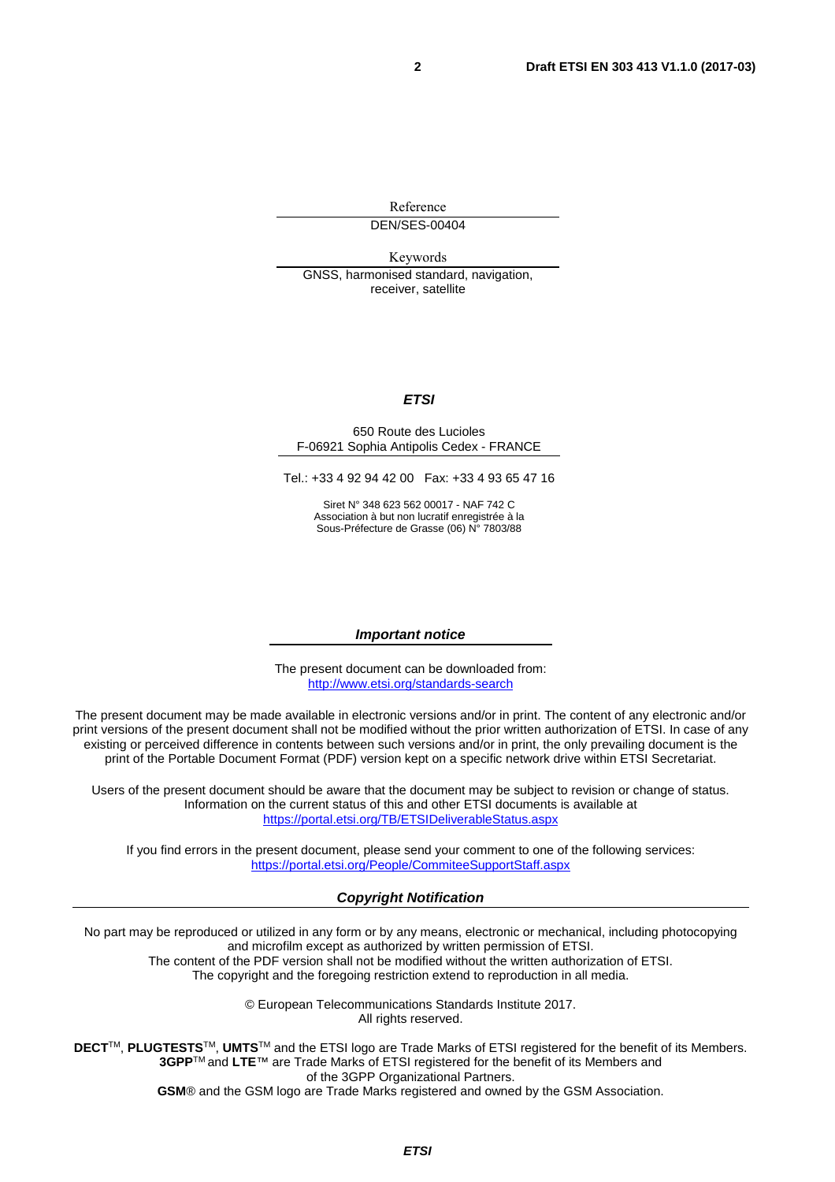Reference

DEN/SES-00404

Keywords

GNSS, harmonised standard, navigation, receiver, satellite

***ETSI***

650 Route des Lucioles
F-06921 Sophia Antipolis Cedex - FRANCE

Tel.: +33 4 92 94 42 00 Fax: +33 4 93 65 47 16

Siret N° 348 623 562 00017 - NAF 742 C
Association à but non lucratif enregistrée à la
Sous-Préfecture de Grasse (06) N° 7803/88

***Important notice***

The present document can be downloaded from:
http://www.etsi.org/standards-search

The present document may be made available in electronic versions and/or in print. The content of any electronic and/or print versions of the present document shall not be modified without the prior written authorization of ETSI. In case of any existing or perceived difference in contents between such versions and/or in print, the only prevailing document is the print of the Portable Document Format (PDF) version kept on a specific network drive within ETSI Secretariat.

Users of the present document should be aware that the document may be subject to revision or change of status. Information on the current status of this and other ETSI documents is available at
https://portal.etsi.org/TB/ETSIDeliverableStatus.aspx

If you find errors in the present document, please send your comment to one of the following services:
https://portal.etsi.org/People/CommiteeSupportStaff.aspx

***Copyright Notification***

No part may be reproduced or utilized in any form or by any means, electronic or mechanical, including photocopying and microfilm except as authorized by written permission of ETSI.
The content of the PDF version shall not be modified without the written authorization of ETSI.
The copyright and the foregoing restriction extend to reproduction in all media.

© European Telecommunications Standards Institute 2017.
All rights reserved.

**DECT**™, **PLUGTESTS**™, **UMTS**™ and the ETSI logo are Trade Marks of ETSI registered for the benefit of its Members.
**3GPP**™ and **LTE**™ are Trade Marks of ETSI registered for the benefit of its Members and of the 3GPP Organizational Partners.
**GSM**® and the GSM logo are Trade Marks registered and owned by the GSM Association.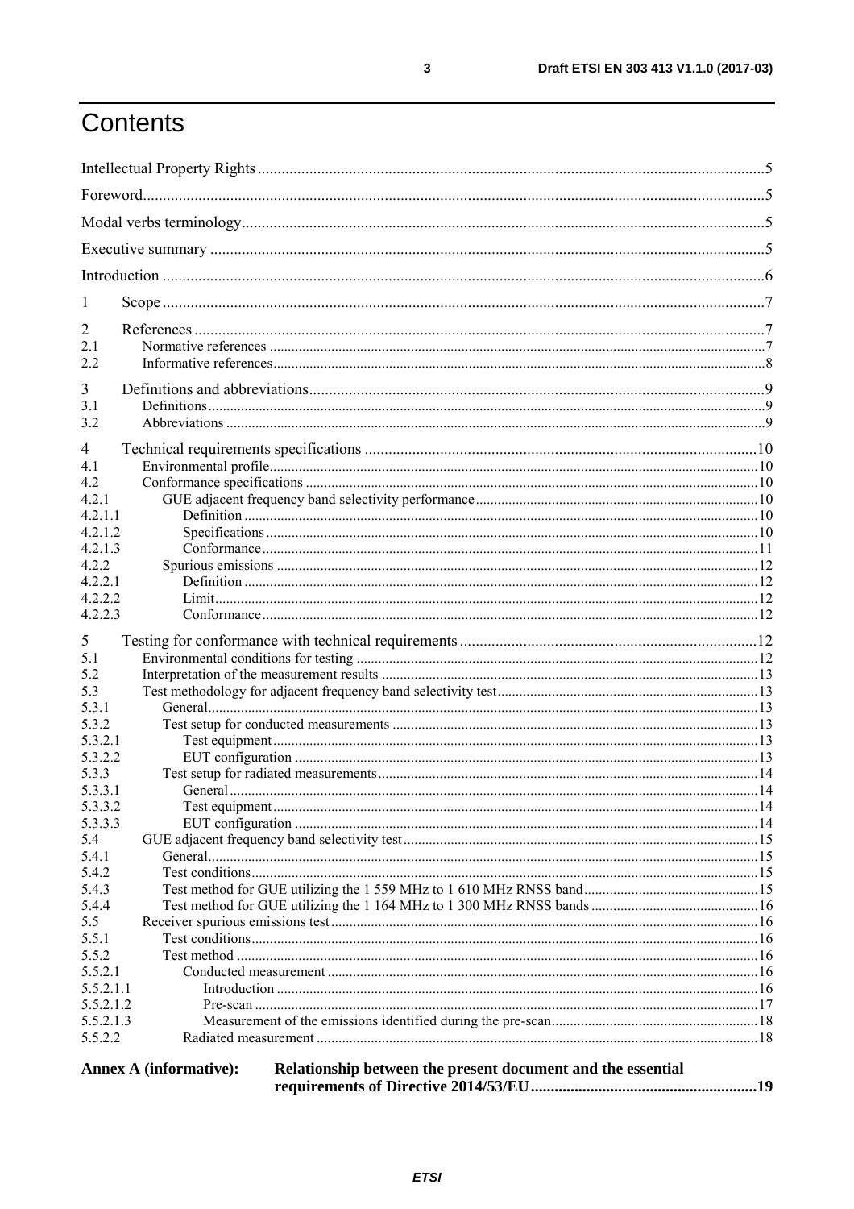# Contents

Intellectual Property Rights ............................................................ 5
Foreword ............................................................ 5
Modal verbs terminology ............................................................ 5
Executive summary ............................................................ 5
Introduction ............................................................ 6

1 Scope ............................................................ 7

2 References ............................................................ 7
2.1 Normative references ............................................................ 7
2.2 Informative references ............................................................ 8

3 Definitions and abbreviations ............................................................ 9
3.1 Definitions ............................................................ 9
3.2 Abbreviations ............................................................ 9

4 Technical requirements specifications ............................................................ 10
4.1 Environmental profile ............................................................ 10
4.2 Conformance specifications ............................................................ 10
4.2.1 GUE adjacent frequency band selectivity performance ............................................................ 10
4.2.1.1 Definition ............................................................ 10
4.2.1.2 Specifications ............................................................ 10
4.2.1.3 Conformance ............................................................ 11
4.2.2 Spurious emissions ............................................................ 12
4.2.2.1 Definition ............................................................ 12
4.2.2.2 Limit ............................................................ 12
4.2.2.3 Conformance ............................................................ 12

5 Testing for conformance with technical requirements ............................................................ 12
5.1 Environmental conditions for testing ............................................................ 12
5.2 Interpretation of the measurement results ............................................................ 13
5.3 Test methodology for adjacent frequency band selectivity test ............................................................ 13
5.3.1 General ............................................................ 13
5.3.2 Test setup for conducted measurements ............................................................ 13
5.3.2.1 Test equipment ............................................................ 13
5.3.2.2 EUT configuration ............................................................ 13
5.3.3 Test setup for radiated measurements ............................................................ 14
5.3.3.1 General ............................................................ 14
5.3.3.2 Test equipment ............................................................ 14
5.3.3.3 EUT configuration ............................................................ 14
5.4 GUE adjacent frequency band selectivity test ............................................................ 15
5.4.1 General ............................................................ 15
5.4.2 Test conditions ............................................................ 15
5.4.3 Test method for GUE utilizing the 1 559 MHz to 1 610 MHz RNSS band ............................................................ 15
5.4.4 Test method for GUE utilizing the 1 164 MHz to 1 300 MHz RNSS bands ............................................................ 16
5.5 Receiver spurious emissions test ............................................................ 16
5.5.1 Test conditions ............................................................ 16
5.5.2 Test method ............................................................ 16
5.5.2.1 Conducted measurement ............................................................ 16
5.5.2.1.1 Introduction ............................................................ 16
5.5.2.1.2 Pre-scan ............................................................ 17
5.5.2.1.3 Measurement of the emissions identified during the pre-scan ............................................................ 18
5.5.2.2 Radiated measurement ............................................................ 18

**Annex A (informative): Relationship between the present document and the essential requirements of Directive 2014/53/EU ............................................................ 19**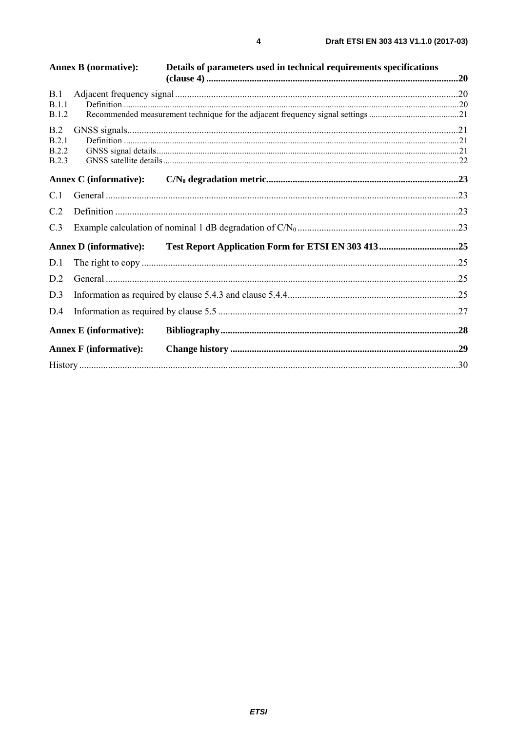**Annex B (normative): Details of parameters used in technical requirements specifications (clause 4)** .......... 20

B.1 Adjacent frequency signal .......... 20
B.1.1 Definition .......... 20
B.1.2 Recommended measurement technique for the adjacent frequency signal settings .......... 21

B.2 GNSS signals .......... 21
B.2.1 Definition .......... 21
B.2.2 GNSS signal details .......... 21
B.2.3 GNSS satellite details .......... 22

**Annex C (informative): $C/N_0$ degradation metric** .......... 23

C.1 General .......... 23

C.2 Definition .......... 23

C.3 Example calculation of nominal 1 dB degradation of $C/N_0$ .......... 23

**Annex D (informative): Test Report Application Form for ETSI EN 303 413** .......... 25

D.1 The right to copy .......... 25

D.2 General .......... 25

D.3 Information as required by clause 5.4.3 and clause 5.4.4 .......... 25

D.4 Information as required by clause 5.5 .......... 27

**Annex E (informative): Bibliography** .......... 28

**Annex F (informative): Change history** .......... 29

History .......... 30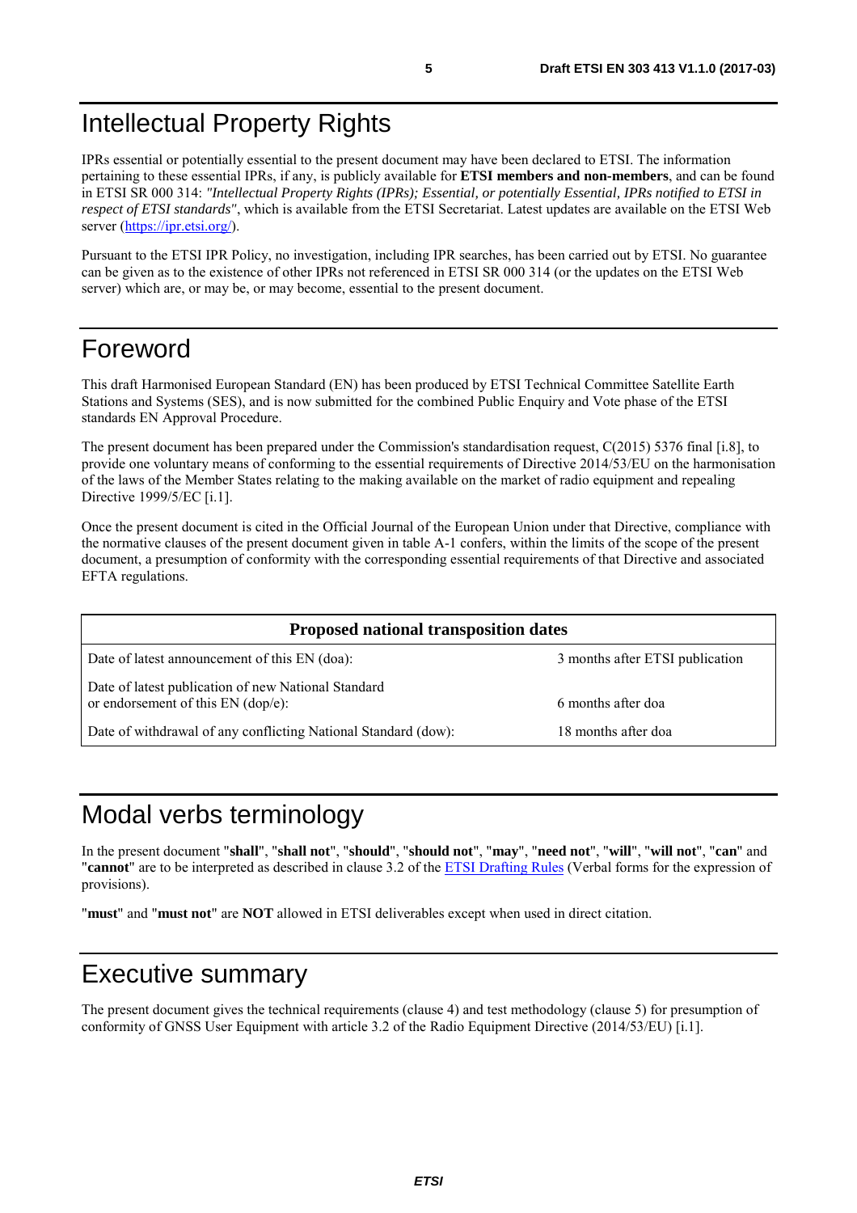# Intellectual Property Rights

IPRs essential or potentially essential to the present document may have been declared to ETSI. The information pertaining to these essential IPRs, if any, is publicly available for **ETSI members and non-members**, and can be found in ETSI SR 000 314: *"Intellectual Property Rights (IPRs); Essential, or potentially Essential, IPRs notified to ETSI in respect of ETSI standards"*, which is available from the ETSI Secretariat. Latest updates are available on the ETSI Web server (https://ipr.etsi.org/).

Pursuant to the ETSI IPR Policy, no investigation, including IPR searches, has been carried out by ETSI. No guarantee can be given as to the existence of other IPRs not referenced in ETSI SR 000 314 (or the updates on the ETSI Web server) which are, or may be, or may become, essential to the present document.

# Foreword

This draft Harmonised European Standard (EN) has been produced by ETSI Technical Committee Satellite Earth Stations and Systems (SES), and is now submitted for the combined Public Enquiry and Vote phase of the ETSI standards EN Approval Procedure.

The present document has been prepared under the Commission's standardisation request, C(2015) 5376 final [i.8], to provide one voluntary means of conforming to the essential requirements of Directive 2014/53/EU on the harmonisation of the laws of the Member States relating to the making available on the market of radio equipment and repealing Directive 1999/5/EC [i.1].

Once the present document is cited in the Official Journal of the European Union under that Directive, compliance with the normative clauses of the present document given in table A-1 confers, within the limits of the scope of the present document, a presumption of conformity with the corresponding essential requirements of that Directive and associated EFTA regulations.

| **Proposed national transposition dates** | |
|---|---|
| Date of latest announcement of this EN (doa): | 3 months after ETSI publication |
| Date of latest publication of new National Standard or endorsement of this EN (dop/e): | 6 months after doa |
| Date of withdrawal of any conflicting National Standard (dow): | 18 months after doa |

# Modal verbs terminology

In the present document "**shall**", "**shall not**", "**should**", "**should not**", "**may**", "**need not**", "**will**", "**will not**", "**can**" and "**cannot**" are to be interpreted as described in clause 3.2 of the ETSI Drafting Rules (Verbal forms for the expression of provisions).

"**must**" and "**must not**" are **NOT** allowed in ETSI deliverables except when used in direct citation.

# Executive summary

The present document gives the technical requirements (clause 4) and test methodology (clause 5) for presumption of conformity of GNSS User Equipment with article 3.2 of the Radio Equipment Directive (2014/53/EU) [i.1].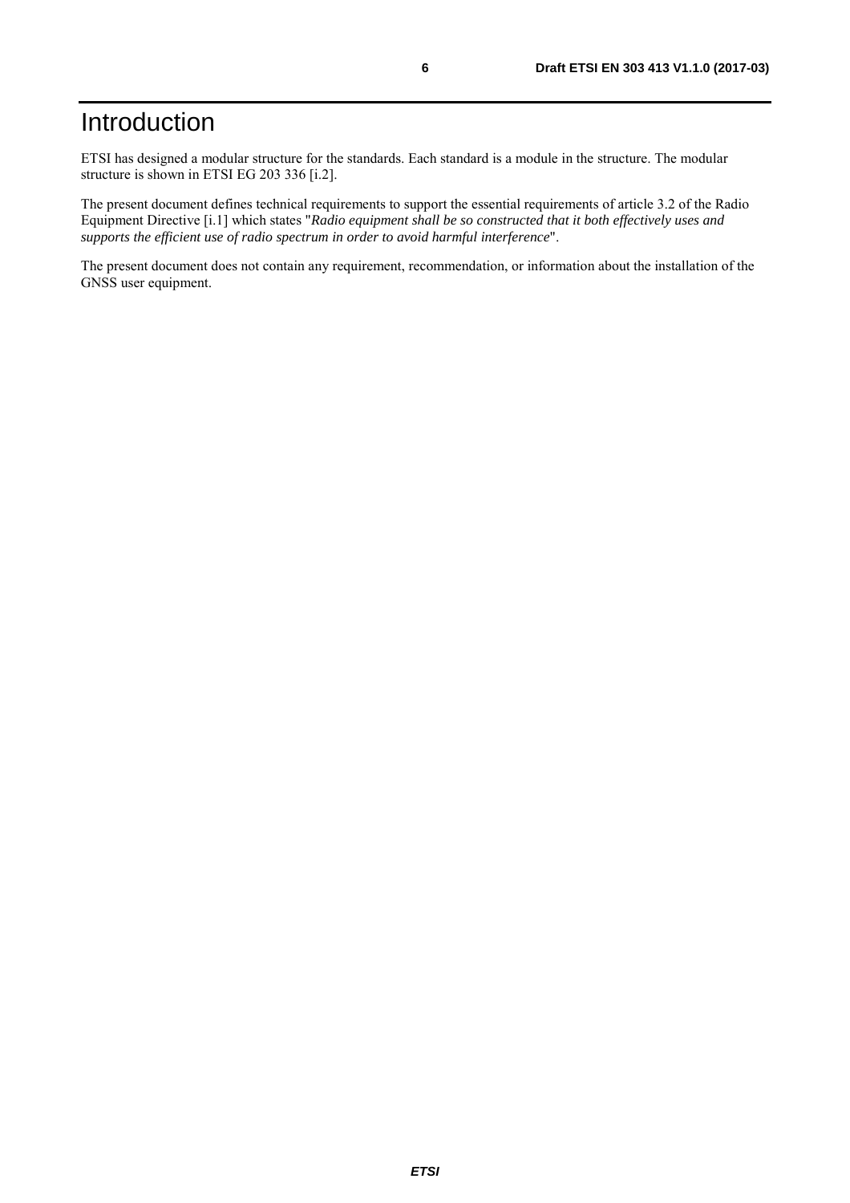# Introduction

ETSI has designed a modular structure for the standards. Each standard is a module in the structure. The modular structure is shown in ETSI EG 203 336 [i.2].

The present document defines technical requirements to support the essential requirements of article 3.2 of the Radio Equipment Directive [i.1] which states "*Radio equipment shall be so constructed that it both effectively uses and supports the efficient use of radio spectrum in order to avoid harmful interference*".

The present document does not contain any requirement, recommendation, or information about the installation of the GNSS user equipment.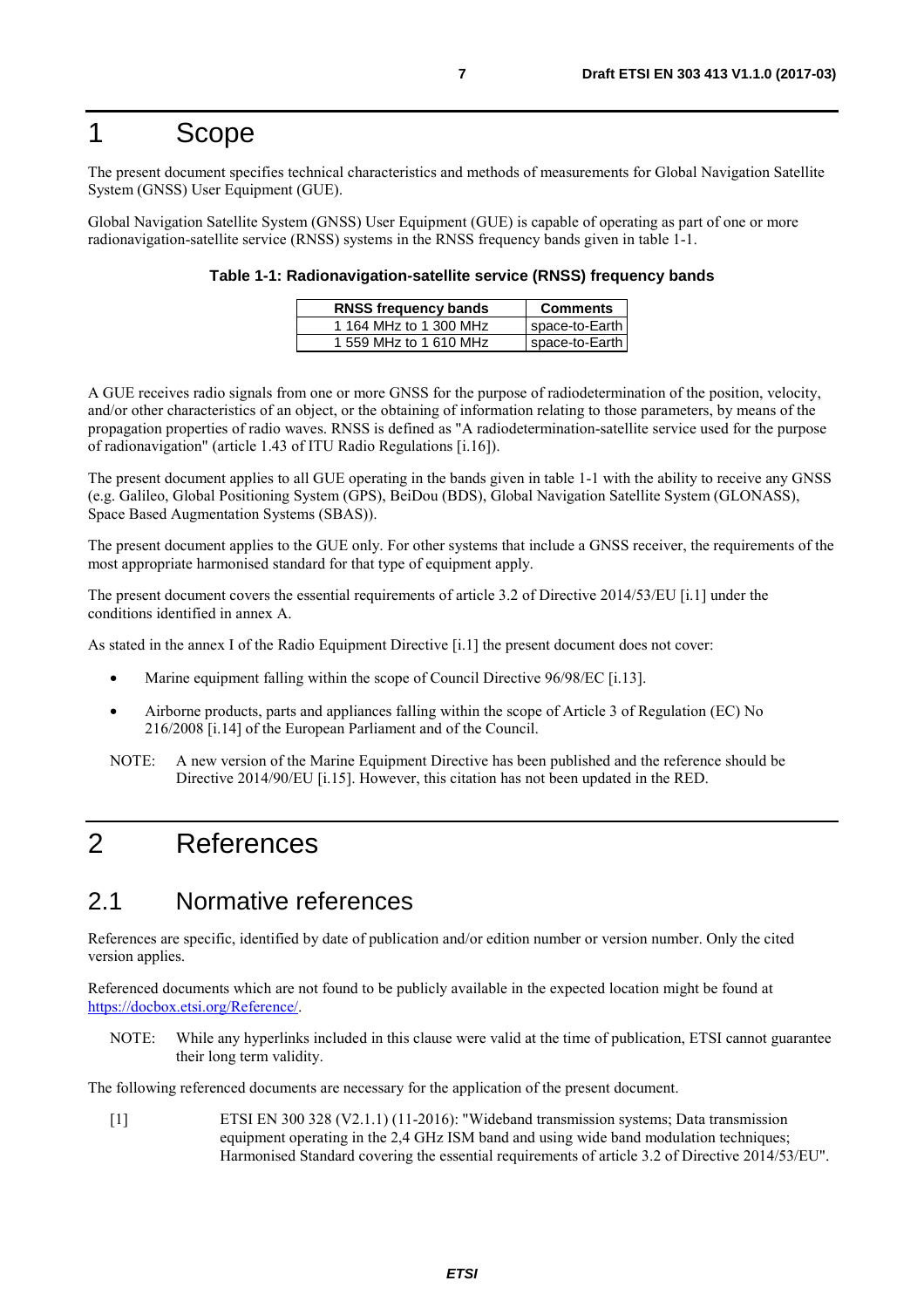# 1 Scope

The present document specifies technical characteristics and methods of measurements for Global Navigation Satellite System (GNSS) User Equipment (GUE).

Global Navigation Satellite System (GNSS) User Equipment (GUE) is capable of operating as part of one or more radionavigation-satellite service (RNSS) systems in the RNSS frequency bands given in table 1-1.

**Table 1-1: Radionavigation-satellite service (RNSS) frequency bands**

| RNSS frequency bands | Comments |
|---|---|
| 1 164 MHz to 1 300 MHz | space-to-Earth |
| 1 559 MHz to 1 610 MHz | space-to-Earth |

A GUE receives radio signals from one or more GNSS for the purpose of radiodetermination of the position, velocity, and/or other characteristics of an object, or the obtaining of information relating to those parameters, by means of the propagation properties of radio waves. RNSS is defined as "A radiodetermination-satellite service used for the purpose of radionavigation" (article 1.43 of ITU Radio Regulations [i.16]).

The present document applies to all GUE operating in the bands given in table 1-1 with the ability to receive any GNSS (e.g. Galileo, Global Positioning System (GPS), BeiDou (BDS), Global Navigation Satellite System (GLONASS), Space Based Augmentation Systems (SBAS)).

The present document applies to the GUE only. For other systems that include a GNSS receiver, the requirements of the most appropriate harmonised standard for that type of equipment apply.

The present document covers the essential requirements of article 3.2 of Directive 2014/53/EU [i.1] under the conditions identified in annex A.

As stated in the annex I of the Radio Equipment Directive [i.1] the present document does not cover:

- Marine equipment falling within the scope of Council Directive 96/98/EC [i.13].
- Airborne products, parts and appliances falling within the scope of Article 3 of Regulation (EC) No 216/2008 [i.14] of the European Parliament and of the Council.

NOTE: A new version of the Marine Equipment Directive has been published and the reference should be Directive 2014/90/EU [i.15]. However, this citation has not been updated in the RED.

# 2 References

## 2.1 Normative references

References are specific, identified by date of publication and/or edition number or version number. Only the cited version applies.

Referenced documents which are not found to be publicly available in the expected location might be found at https://docbox.etsi.org/Reference/.

NOTE: While any hyperlinks included in this clause were valid at the time of publication, ETSI cannot guarantee their long term validity.

The following referenced documents are necessary for the application of the present document.

[1] ETSI EN 300 328 (V2.1.1) (11-2016): "Wideband transmission systems; Data transmission equipment operating in the 2,4 GHz ISM band and using wide band modulation techniques; Harmonised Standard covering the essential requirements of article 3.2 of Directive 2014/53/EU".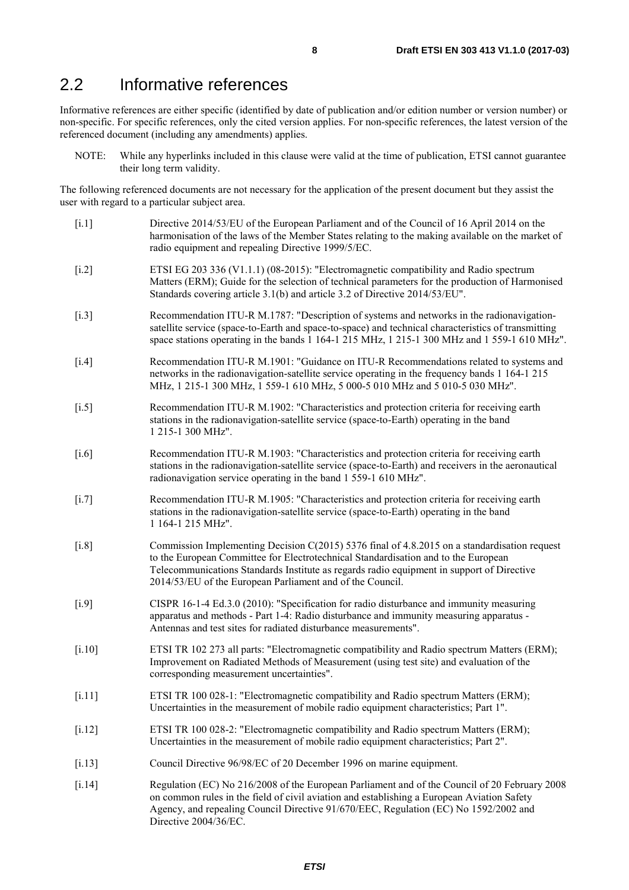## 2.2 Informative references

Informative references are either specific (identified by date of publication and/or edition number or version number) or non-specific. For specific references, only the cited version applies. For non-specific references, the latest version of the referenced document (including any amendments) applies.

NOTE: While any hyperlinks included in this clause were valid at the time of publication, ETSI cannot guarantee their long term validity.

The following referenced documents are not necessary for the application of the present document but they assist the user with regard to a particular subject area.

- [i.1] Directive 2014/53/EU of the European Parliament and of the Council of 16 April 2014 on the harmonisation of the laws of the Member States relating to the making available on the market of radio equipment and repealing Directive 1999/5/EC.
- [i.2] ETSI EG 203 336 (V1.1.1) (08-2015): "Electromagnetic compatibility and Radio spectrum Matters (ERM); Guide for the selection of technical parameters for the production of Harmonised Standards covering article 3.1(b) and article 3.2 of Directive 2014/53/EU".
- [i.3] Recommendation ITU-R M.1787: "Description of systems and networks in the radionavigation-satellite service (space-to-Earth and space-to-space) and technical characteristics of transmitting space stations operating in the bands 1 164-1 215 MHz, 1 215-1 300 MHz and 1 559-1 610 MHz".
- [i.4] Recommendation ITU-R M.1901: "Guidance on ITU-R Recommendations related to systems and networks in the radionavigation-satellite service operating in the frequency bands 1 164-1 215 MHz, 1 215-1 300 MHz, 1 559-1 610 MHz, 5 000-5 010 MHz and 5 010-5 030 MHz".
- [i.5] Recommendation ITU-R M.1902: "Characteristics and protection criteria for receiving earth stations in the radionavigation-satellite service (space-to-Earth) operating in the band 1 215-1 300 MHz".
- [i.6] Recommendation ITU-R M.1903: "Characteristics and protection criteria for receiving earth stations in the radionavigation-satellite service (space-to-Earth) and receivers in the aeronautical radionavigation service operating in the band 1 559-1 610 MHz".
- [i.7] Recommendation ITU-R M.1905: "Characteristics and protection criteria for receiving earth stations in the radionavigation-satellite service (space-to-Earth) operating in the band 1 164-1 215 MHz".
- [i.8] Commission Implementing Decision C(2015) 5376 final of 4.8.2015 on a standardisation request to the European Committee for Electrotechnical Standardisation and to the European Telecommunications Standards Institute as regards radio equipment in support of Directive 2014/53/EU of the European Parliament and of the Council.
- [i.9] CISPR 16-1-4 Ed.3.0 (2010): "Specification for radio disturbance and immunity measuring apparatus and methods - Part 1-4: Radio disturbance and immunity measuring apparatus - Antennas and test sites for radiated disturbance measurements".
- [i.10] ETSI TR 102 273 all parts: "Electromagnetic compatibility and Radio spectrum Matters (ERM); Improvement on Radiated Methods of Measurement (using test site) and evaluation of the corresponding measurement uncertainties".
- [i.11] ETSI TR 100 028-1: "Electromagnetic compatibility and Radio spectrum Matters (ERM); Uncertainties in the measurement of mobile radio equipment characteristics; Part 1".
- [i.12] ETSI TR 100 028-2: "Electromagnetic compatibility and Radio spectrum Matters (ERM); Uncertainties in the measurement of mobile radio equipment characteristics; Part 2".
- [i.13] Council Directive 96/98/EC of 20 December 1996 on marine equipment.
- [i.14] Regulation (EC) No 216/2008 of the European Parliament and of the Council of 20 February 2008 on common rules in the field of civil aviation and establishing a European Aviation Safety Agency, and repealing Council Directive 91/670/EEC, Regulation (EC) No 1592/2002 and Directive 2004/36/EC.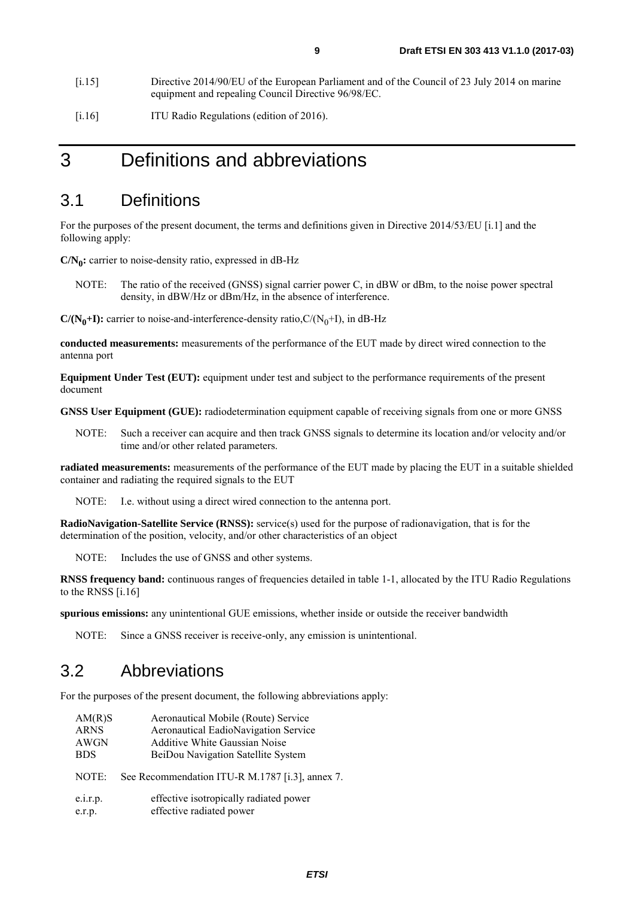[i.15] Directive 2014/90/EU of the European Parliament and of the Council of 23 July 2014 on marine equipment and repealing Council Directive 96/98/EC.

[i.16] ITU Radio Regulations (edition of 2016).

# 3 Definitions and abbreviations

## 3.1 Definitions

For the purposes of the present document, the terms and definitions given in Directive 2014/53/EU [i.1] and the following apply:

**$C/N_0$:** carrier to noise-density ratio, expressed in dB-Hz

NOTE: The ratio of the received (GNSS) signal carrier power C, in dBW or dBm, to the noise power spectral density, in dBW/Hz or dBm/Hz, in the absence of interference.

**$C/(N_0+I)$:** carrier to noise-and-interference-density ratio, $C/(N_0+I)$, in dB-Hz

**conducted measurements:** measurements of the performance of the EUT made by direct wired connection to the antenna port

**Equipment Under Test (EUT):** equipment under test and subject to the performance requirements of the present document

**GNSS User Equipment (GUE):** radiodetermination equipment capable of receiving signals from one or more GNSS

NOTE: Such a receiver can acquire and then track GNSS signals to determine its location and/or velocity and/or time and/or other related parameters.

**radiated measurements:** measurements of the performance of the EUT made by placing the EUT in a suitable shielded container and radiating the required signals to the EUT

NOTE: I.e. without using a direct wired connection to the antenna port.

**RadioNavigation-Satellite Service (RNSS):** service(s) used for the purpose of radionavigation, that is for the determination of the position, velocity, and/or other characteristics of an object

NOTE: Includes the use of GNSS and other systems.

**RNSS frequency band:** continuous ranges of frequencies detailed in table 1-1, allocated by the ITU Radio Regulations to the RNSS [i.16]

**spurious emissions:** any unintentional GUE emissions, whether inside or outside the receiver bandwidth

NOTE: Since a GNSS receiver is receive-only, any emission is unintentional.

## 3.2 Abbreviations

For the purposes of the present document, the following abbreviations apply:

AM(R)S Aeronautical Mobile (Route) Service
ARNS Aeronautical EadioNavigation Service
AWGN Additive White Gaussian Noise
BDS BeiDou Navigation Satellite System

NOTE: See Recommendation ITU-R M.1787 [i.3], annex 7.

e.i.r.p. effective isotropically radiated power
e.r.p. effective radiated power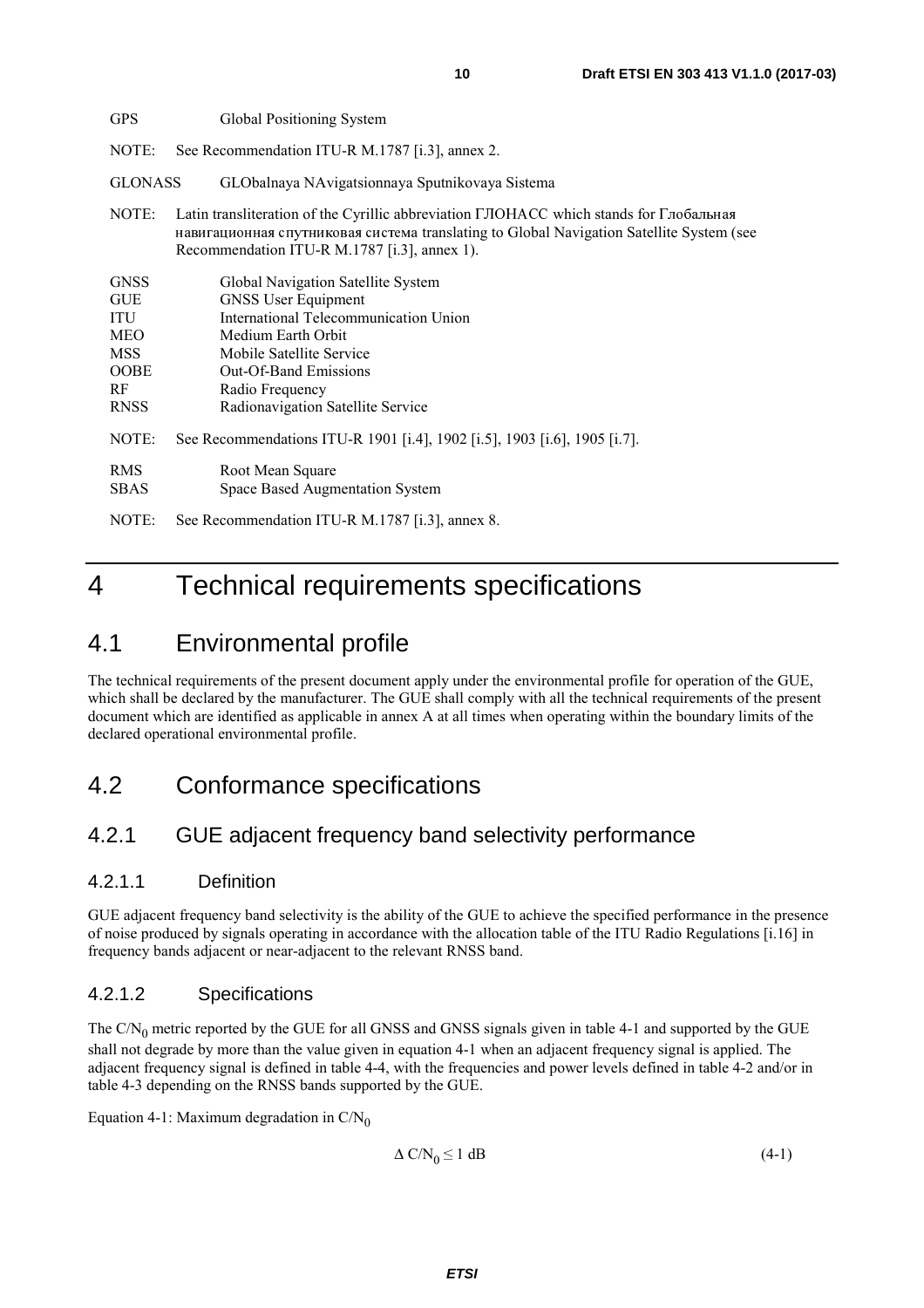GPS Global Positioning System

NOTE: See Recommendation ITU-R M.1787 [i.3], annex 2.

GLONASS GLObalnaya NAvigatsionnaya Sputnikovaya Sistema

NOTE: Latin transliteration of the Cyrillic abbreviation ГЛОНАСС which stands for Глобальная навигационная спутниковая система translating to Global Navigation Satellite System (see Recommendation ITU-R M.1787 [i.3], annex 1).

GNSS Global Navigation Satellite System
GUE GNSS User Equipment
ITU International Telecommunication Union
MEO Medium Earth Orbit
MSS Mobile Satellite Service
OOBE Out-Of-Band Emissions
RF Radio Frequency
RNSS Radionavigation Satellite Service

NOTE: See Recommendations ITU-R 1901 [i.4], 1902 [i.5], 1903 [i.6], 1905 [i.7].

RMS Root Mean Square
SBAS Space Based Augmentation System

NOTE: See Recommendation ITU-R M.1787 [i.3], annex 8.

# 4 Technical requirements specifications

## 4.1 Environmental profile

The technical requirements of the present document apply under the environmental profile for operation of the GUE, which shall be declared by the manufacturer. The GUE shall comply with all the technical requirements of the present document which are identified as applicable in annex A at all times when operating within the boundary limits of the declared operational environmental profile.

## 4.2 Conformance specifications

### 4.2.1 GUE adjacent frequency band selectivity performance

#### 4.2.1.1 Definition

GUE adjacent frequency band selectivity is the ability of the GUE to achieve the specified performance in the presence of noise produced by signals operating in accordance with the allocation table of the ITU Radio Regulations [i.16] in frequency bands adjacent or near-adjacent to the relevant RNSS band.

#### 4.2.1.2 Specifications

The $C/N_0$ metric reported by the GUE for all GNSS and GNSS signals given in table 4-1 and supported by the GUE shall not degrade by more than the value given in equation 4-1 when an adjacent frequency signal is applied. The adjacent frequency signal is defined in table 4-4, with the frequencies and power levels defined in table 4-2 and/or in table 4-3 depending on the RNSS bands supported by the GUE.

Equation 4-1: Maximum degradation in $C/N_0$

$$\Delta\, C/N_0 \leq 1 \text{ dB} \qquad (4\text{-}1)$$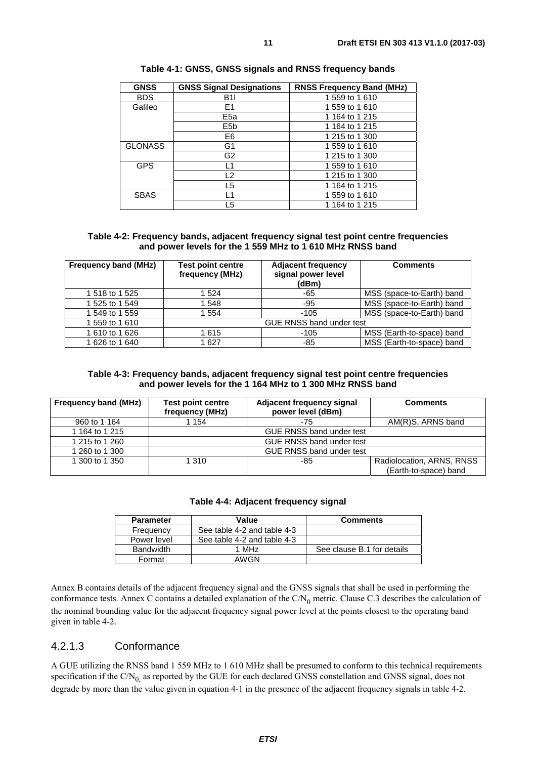**Table 4-1: GNSS, GNSS signals and RNSS frequency bands**

| GNSS | GNSS Signal Designations | RNSS Frequency Band (MHz) |
| --- | --- | --- |
| BDS | B1I | 1 559 to 1 610 |
| Galileo | E1 | 1 559 to 1 610 |
| | E5a | 1 164 to 1 215 |
| | E5b | 1 164 to 1 215 |
| | E6 | 1 215 to 1 300 |
| GLONASS | G1 | 1 559 to 1 610 |
| | G2 | 1 215 to 1 300 |
| GPS | L1 | 1 559 to 1 610 |
| | L2 | 1 215 to 1 300 |
| | L5 | 1 164 to 1 215 |
| SBAS | L1 | 1 559 to 1 610 |
| | L5 | 1 164 to 1 215 |

**Table 4-2: Frequency bands, adjacent frequency signal test point centre frequencies and power levels for the 1 559 MHz to 1 610 MHz RNSS band**

| Frequency band (MHz) | Test point centre frequency (MHz) | Adjacent frequency signal power level (dBm) | Comments |
| --- | --- | --- | --- |
| 1 518 to 1 525 | 1 524 | -65 | MSS (space-to-Earth) band |
| 1 525 to 1 549 | 1 548 | -95 | MSS (space-to-Earth) band |
| 1 549 to 1 559 | 1 554 | -105 | MSS (space-to-Earth) band |
| 1 559 to 1 610 | GUE RNSS band under test | | |
| 1 610 to 1 626 | 1 615 | -105 | MSS (Earth-to-space) band |
| 1 626 to 1 640 | 1 627 | -85 | MSS (Earth-to-space) band |

**Table 4-3: Frequency bands, adjacent frequency signal test point centre frequencies and power levels for the 1 164 MHz to 1 300 MHz RNSS band**

| Frequency band (MHz) | Test point centre frequency (MHz) | Adjacent frequency signal power level (dBm) | Comments |
| --- | --- | --- | --- |
| 960 to 1 164 | 1 154 | -75 | AM(R)S, ARNS band |
| 1 164 to 1 215 | GUE RNSS band under test | | |
| 1 215 to 1 260 | GUE RNSS band under test | | |
| 1 260 to 1 300 | GUE RNSS band under test | | |
| 1 300 to 1 350 | 1 310 | -85 | Radiolocation, ARNS, RNSS (Earth-to-space) band |

**Table 4-4: Adjacent frequency signal**

| Parameter | Value | Comments |
| --- | --- | --- |
| Frequency | See table 4-2 and table 4-3 | |
| Power level | See table 4-2 and table 4-3 | |
| Bandwidth | 1 MHz | See clause B.1 for details |
| Format | AWGN | |

Annex B contains details of the adjacent frequency signal and the GNSS signals that shall be used in performing the conformance tests. Annex C contains a detailed explanation of the $C/N_0$ metric. Clause C.3 describes the calculation of the nominal bounding value for the adjacent frequency signal power level at the points closest to the operating band given in table 4-2.

### 4.2.1.3 Conformance

A GUE utilizing the RNSS band 1 559 MHz to 1 610 MHz shall be presumed to conform to this technical requirements specification if the $C/N_0$, as reported by the GUE for each declared GNSS constellation and GNSS signal, does not degrade by more than the value given in equation 4-1 in the presence of the adjacent frequency signals in table 4-2.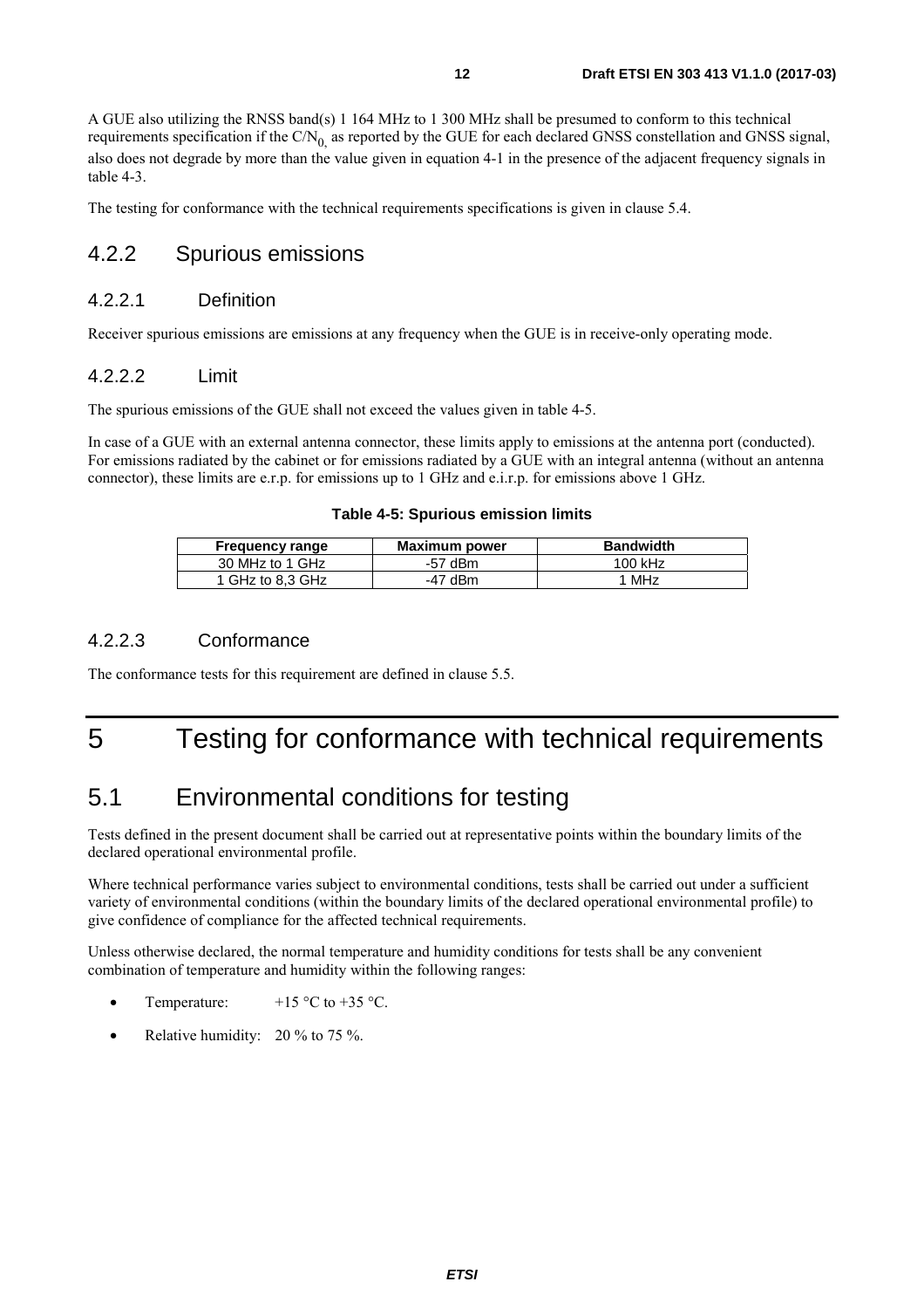A GUE also utilizing the RNSS band(s) 1 164 MHz to 1 300 MHz shall be presumed to conform to this technical requirements specification if the $C/N_0$, as reported by the GUE for each declared GNSS constellation and GNSS signal, also does not degrade by more than the value given in equation 4-1 in the presence of the adjacent frequency signals in table 4-3.

The testing for conformance with the technical requirements specifications is given in clause 5.4.

## 4.2.2 Spurious emissions

### 4.2.2.1 Definition

Receiver spurious emissions are emissions at any frequency when the GUE is in receive-only operating mode.

### 4.2.2.2 Limit

The spurious emissions of the GUE shall not exceed the values given in table 4-5.

In case of a GUE with an external antenna connector, these limits apply to emissions at the antenna port (conducted). For emissions radiated by the cabinet or for emissions radiated by a GUE with an integral antenna (without an antenna connector), these limits are e.r.p. for emissions up to 1 GHz and e.i.r.p. for emissions above 1 GHz.

**Table 4-5: Spurious emission limits**

| Frequency range | Maximum power | Bandwidth |
|---|---|---|
| 30 MHz to 1 GHz | -57 dBm | 100 kHz |
| 1 GHz to 8,3 GHz | -47 dBm | 1 MHz |

### 4.2.2.3 Conformance

The conformance tests for this requirement are defined in clause 5.5.

# 5 Testing for conformance with technical requirements

## 5.1 Environmental conditions for testing

Tests defined in the present document shall be carried out at representative points within the boundary limits of the declared operational environmental profile.

Where technical performance varies subject to environmental conditions, tests shall be carried out under a sufficient variety of environmental conditions (within the boundary limits of the declared operational environmental profile) to give confidence of compliance for the affected technical requirements.

Unless otherwise declared, the normal temperature and humidity conditions for tests shall be any convenient combination of temperature and humidity within the following ranges:

- Temperature: +15 °C to +35 °C.
- Relative humidity: 20 % to 75 %.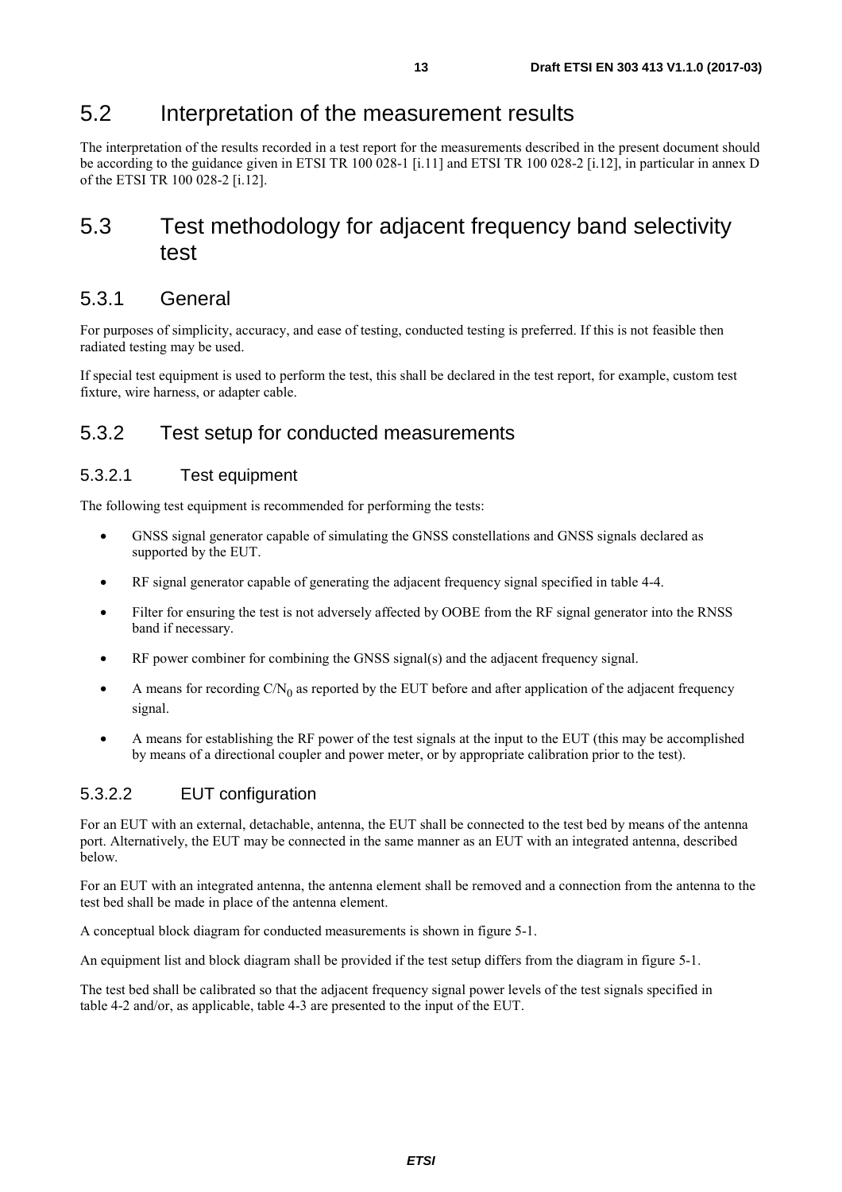## 5.2 Interpretation of the measurement results

The interpretation of the results recorded in a test report for the measurements described in the present document should be according to the guidance given in ETSI TR 100 028-1 [i.11] and ETSI TR 100 028-2 [i.12], in particular in annex D of the ETSI TR 100 028-2 [i.12].

## 5.3 Test methodology for adjacent frequency band selectivity test

### 5.3.1 General

For purposes of simplicity, accuracy, and ease of testing, conducted testing is preferred. If this is not feasible then radiated testing may be used.

If special test equipment is used to perform the test, this shall be declared in the test report, for example, custom test fixture, wire harness, or adapter cable.

### 5.3.2 Test setup for conducted measurements

#### 5.3.2.1 Test equipment

The following test equipment is recommended for performing the tests:

- GNSS signal generator capable of simulating the GNSS constellations and GNSS signals declared as supported by the EUT.
- RF signal generator capable of generating the adjacent frequency signal specified in table 4-4.
- Filter for ensuring the test is not adversely affected by OOBE from the RF signal generator into the RNSS band if necessary.
- RF power combiner for combining the GNSS signal(s) and the adjacent frequency signal.
- A means for recording $C/N_0$ as reported by the EUT before and after application of the adjacent frequency signal.
- A means for establishing the RF power of the test signals at the input to the EUT (this may be accomplished by means of a directional coupler and power meter, or by appropriate calibration prior to the test).

#### 5.3.2.2 EUT configuration

For an EUT with an external, detachable, antenna, the EUT shall be connected to the test bed by means of the antenna port. Alternatively, the EUT may be connected in the same manner as an EUT with an integrated antenna, described below.

For an EUT with an integrated antenna, the antenna element shall be removed and a connection from the antenna to the test bed shall be made in place of the antenna element.

A conceptual block diagram for conducted measurements is shown in figure 5-1.

An equipment list and block diagram shall be provided if the test setup differs from the diagram in figure 5-1.

The test bed shall be calibrated so that the adjacent frequency signal power levels of the test signals specified in table 4-2 and/or, as applicable, table 4-3 are presented to the input of the EUT.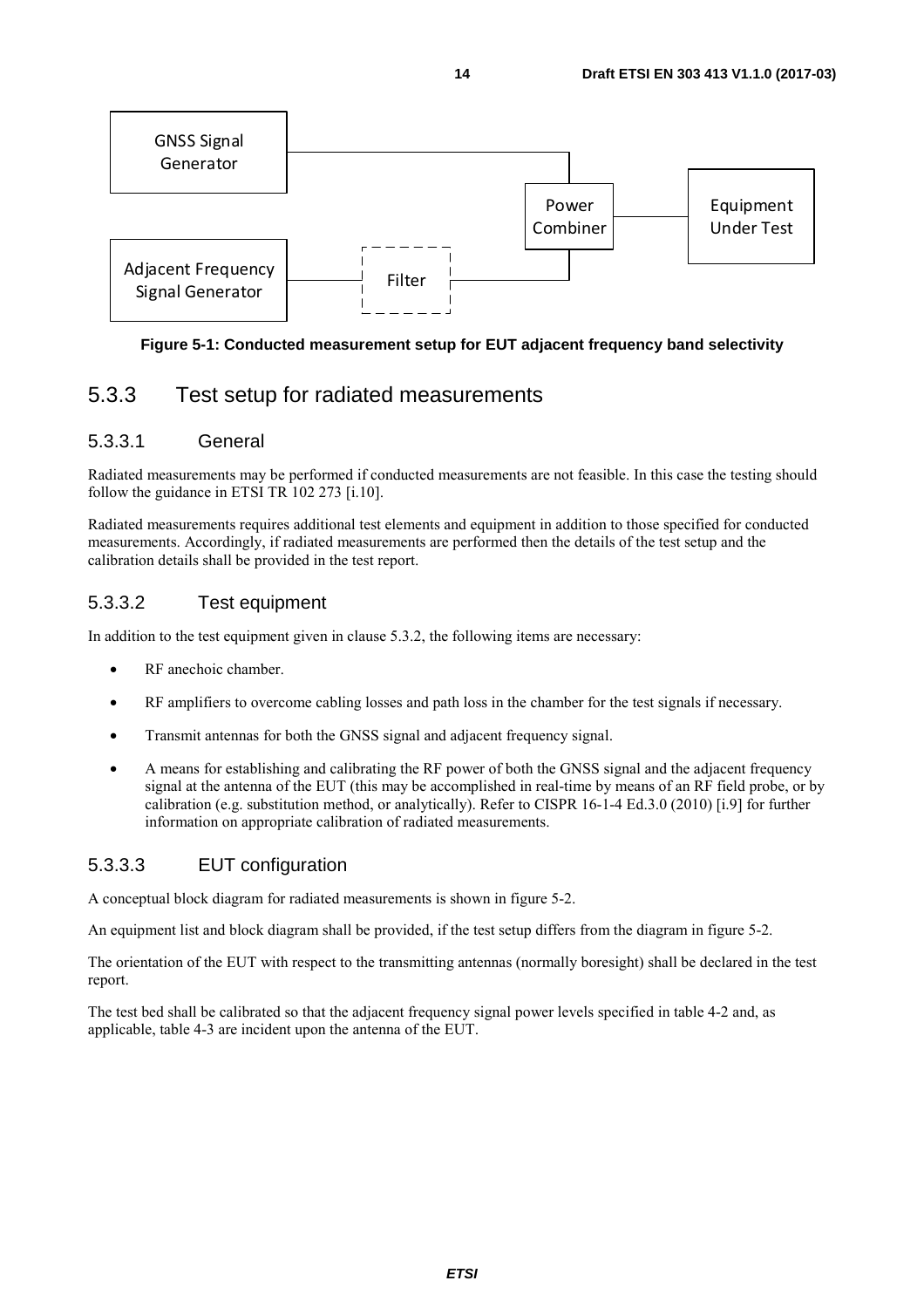GNSS Signal Generator

Adjacent Frequency Signal Generator

Filter

Power Combiner

Equipment Under Test

**Figure 5-1: Conducted measurement setup for EUT adjacent frequency band selectivity**

## 5.3.3 Test setup for radiated measurements

### 5.3.3.1 General

Radiated measurements may be performed if conducted measurements are not feasible. In this case the testing should follow the guidance in ETSI TR 102 273 [i.10].

Radiated measurements requires additional test elements and equipment in addition to those specified for conducted measurements. Accordingly, if radiated measurements are performed then the details of the test setup and the calibration details shall be provided in the test report.

### 5.3.3.2 Test equipment

In addition to the test equipment given in clause 5.3.2, the following items are necessary:

- RF anechoic chamber.
- RF amplifiers to overcome cabling losses and path loss in the chamber for the test signals if necessary.
- Transmit antennas for both the GNSS signal and adjacent frequency signal.
- A means for establishing and calibrating the RF power of both the GNSS signal and the adjacent frequency signal at the antenna of the EUT (this may be accomplished in real-time by means of an RF field probe, or by calibration (e.g. substitution method, or analytically). Refer to CISPR 16-1-4 Ed.3.0 (2010) [i.9] for further information on appropriate calibration of radiated measurements.

### 5.3.3.3 EUT configuration

A conceptual block diagram for radiated measurements is shown in figure 5-2.

An equipment list and block diagram shall be provided, if the test setup differs from the diagram in figure 5-2.

The orientation of the EUT with respect to the transmitting antennas (normally boresight) shall be declared in the test report.

The test bed shall be calibrated so that the adjacent frequency signal power levels specified in table 4-2 and, as applicable, table 4-3 are incident upon the antenna of the EUT.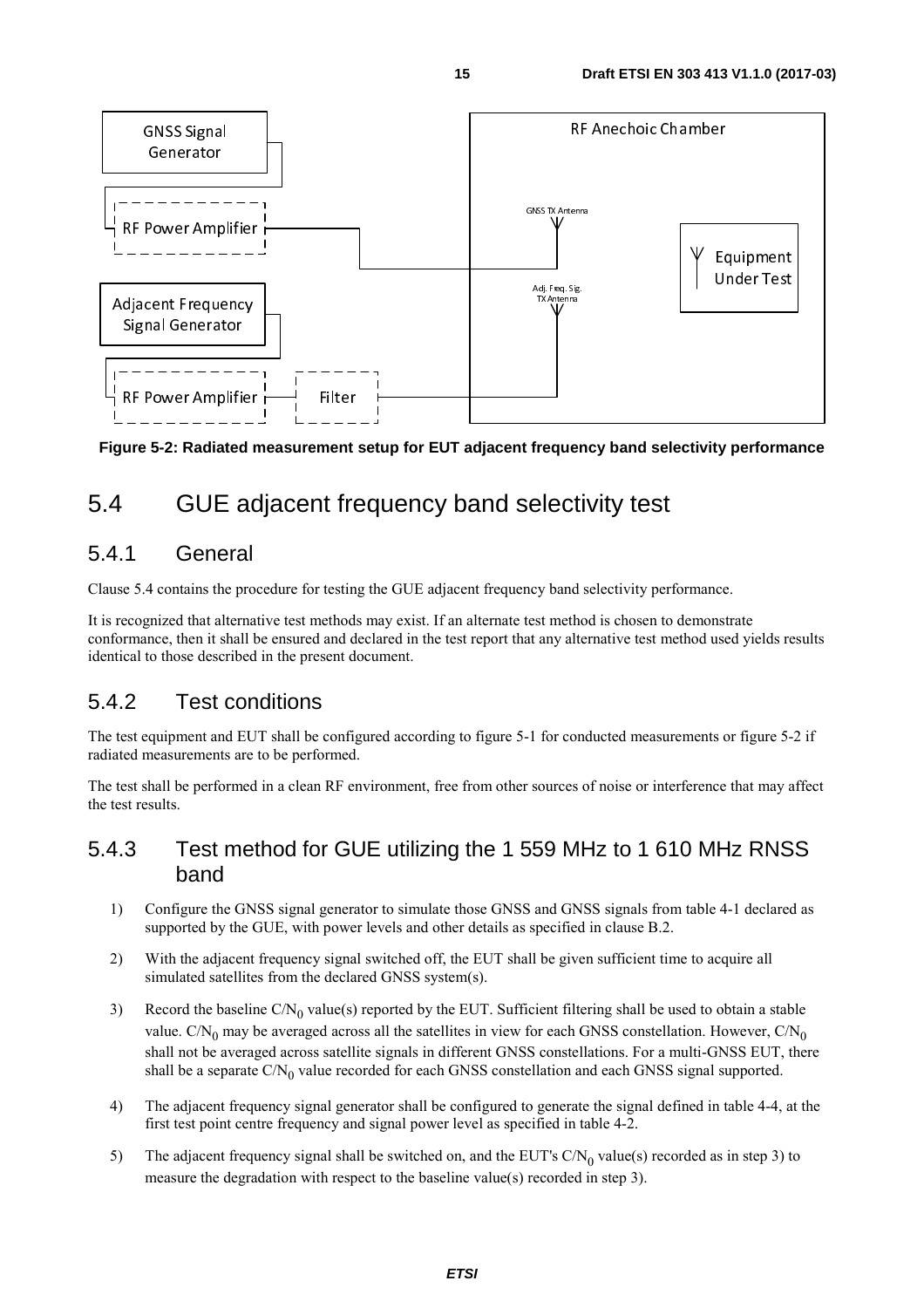**Figure 5-2: Radiated measurement setup for EUT adjacent frequency band selectivity performance**

## 5.4 GUE adjacent frequency band selectivity test

### 5.4.1 General

Clause 5.4 contains the procedure for testing the GUE adjacent frequency band selectivity performance.

It is recognized that alternative test methods may exist. If an alternate test method is chosen to demonstrate conformance, then it shall be ensured and declared in the test report that any alternative test method used yields results identical to those described in the present document.

### 5.4.2 Test conditions

The test equipment and EUT shall be configured according to figure 5-1 for conducted measurements or figure 5-2 if radiated measurements are to be performed.

The test shall be performed in a clean RF environment, free from other sources of noise or interference that may affect the test results.

### 5.4.3 Test method for GUE utilizing the 1 559 MHz to 1 610 MHz RNSS band

1) Configure the GNSS signal generator to simulate those GNSS and GNSS signals from table 4-1 declared as supported by the GUE, with power levels and other details as specified in clause B.2.
2) With the adjacent frequency signal switched off, the EUT shall be given sufficient time to acquire all simulated satellites from the declared GNSS system(s).
3) Record the baseline $C/N_0$ value(s) reported by the EUT. Sufficient filtering shall be used to obtain a stable value. $C/N_0$ may be averaged across all the satellites in view for each GNSS constellation. However, $C/N_0$ shall not be averaged across satellite signals in different GNSS constellations. For a multi-GNSS EUT, there shall be a separate $C/N_0$ value recorded for each GNSS constellation and each GNSS signal supported.
4) The adjacent frequency signal generator shall be configured to generate the signal defined in table 4-4, at the first test point centre frequency and signal power level as specified in table 4-2.
5) The adjacent frequency signal shall be switched on, and the EUT's $C/N_0$ value(s) recorded as in step 3) to measure the degradation with respect to the baseline value(s) recorded in step 3).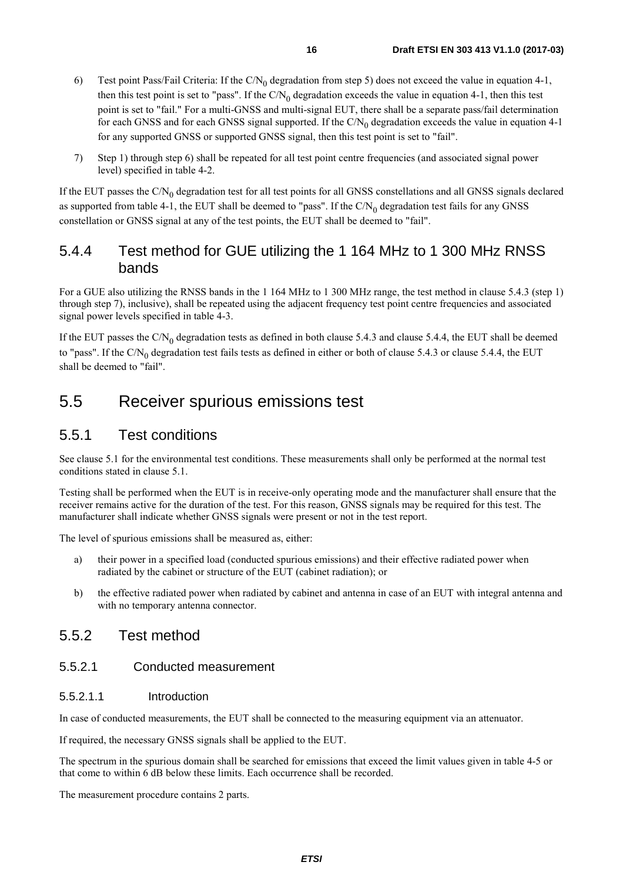6) Test point Pass/Fail Criteria: If the $C/N_0$ degradation from step 5) does not exceed the value in equation 4-1, then this test point is set to "pass". If the $C/N_0$ degradation exceeds the value in equation 4-1, then this test point is set to "fail." For a multi-GNSS and multi-signal EUT, there shall be a separate pass/fail determination for each GNSS and for each GNSS signal supported. If the $C/N_0$ degradation exceeds the value in equation 4-1 for any supported GNSS or supported GNSS signal, then this test point is set to "fail".

7) Step 1) through step 6) shall be repeated for all test point centre frequencies (and associated signal power level) specified in table 4-2.

If the EUT passes the $C/N_0$ degradation test for all test points for all GNSS constellations and all GNSS signals declared as supported from table 4-1, the EUT shall be deemed to "pass". If the $C/N_0$ degradation test fails for any GNSS constellation or GNSS signal at any of the test points, the EUT shall be deemed to "fail".

### 5.4.4 Test method for GUE utilizing the 1 164 MHz to 1 300 MHz RNSS bands

For a GUE also utilizing the RNSS bands in the 1 164 MHz to 1 300 MHz range, the test method in clause 5.4.3 (step 1) through step 7), inclusive), shall be repeated using the adjacent frequency test point centre frequencies and associated signal power levels specified in table 4-3.

If the EUT passes the $C/N_0$ degradation tests as defined in both clause 5.4.3 and clause 5.4.4, the EUT shall be deemed to "pass". If the $C/N_0$ degradation test fails tests as defined in either or both of clause 5.4.3 or clause 5.4.4, the EUT shall be deemed to "fail".

## 5.5 Receiver spurious emissions test

### 5.5.1 Test conditions

See clause 5.1 for the environmental test conditions. These measurements shall only be performed at the normal test conditions stated in clause 5.1.

Testing shall be performed when the EUT is in receive-only operating mode and the manufacturer shall ensure that the receiver remains active for the duration of the test. For this reason, GNSS signals may be required for this test. The manufacturer shall indicate whether GNSS signals were present or not in the test report.

The level of spurious emissions shall be measured as, either:

a) their power in a specified load (conducted spurious emissions) and their effective radiated power when radiated by the cabinet or structure of the EUT (cabinet radiation); or

b) the effective radiated power when radiated by cabinet and antenna in case of an EUT with integral antenna and with no temporary antenna connector.

### 5.5.2 Test method

#### 5.5.2.1 Conducted measurement

##### 5.5.2.1.1 Introduction

In case of conducted measurements, the EUT shall be connected to the measuring equipment via an attenuator.

If required, the necessary GNSS signals shall be applied to the EUT.

The spectrum in the spurious domain shall be searched for emissions that exceed the limit values given in table 4-5 or that come to within 6 dB below these limits. Each occurrence shall be recorded.

The measurement procedure contains 2 parts.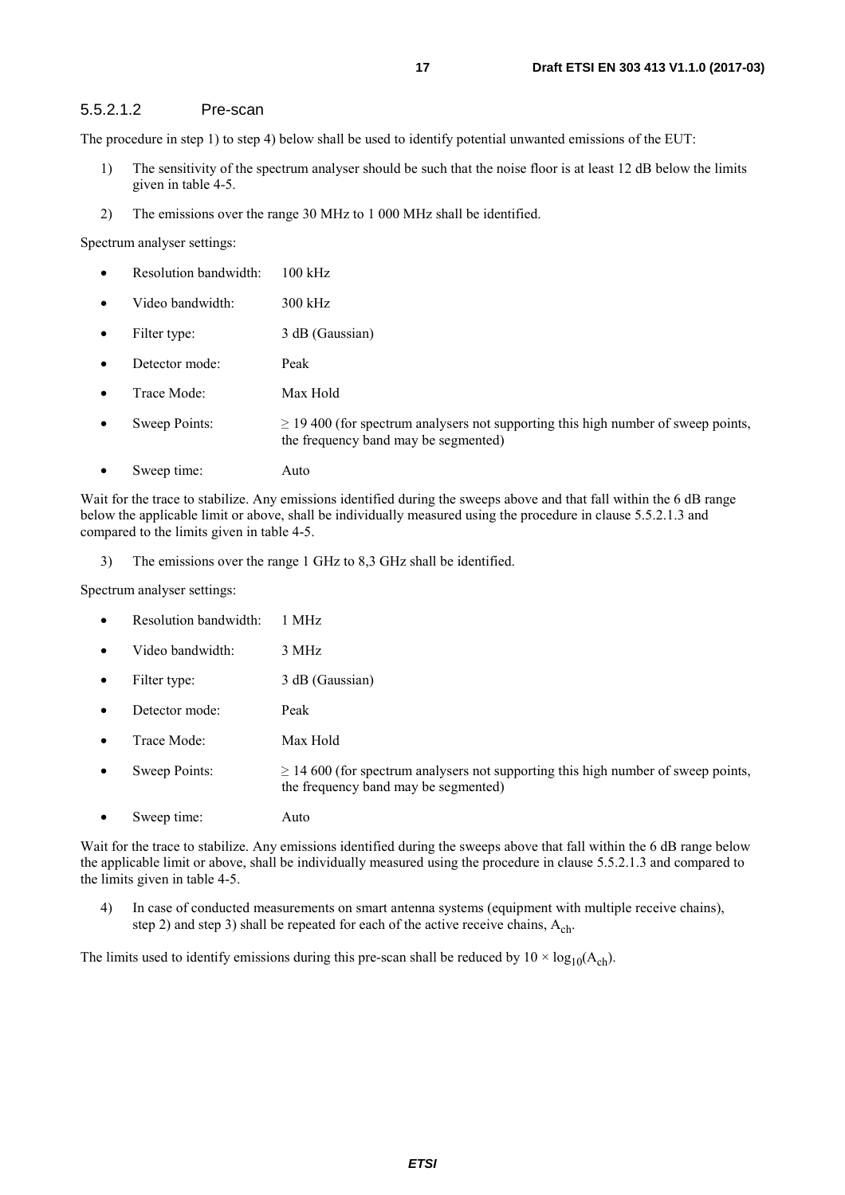#### 5.5.2.1.2 Pre-scan

The procedure in step 1) to step 4) below shall be used to identify potential unwanted emissions of the EUT:

1) The sensitivity of the spectrum analyser should be such that the noise floor is at least 12 dB below the limits given in table 4-5.

2) The emissions over the range 30 MHz to 1 000 MHz shall be identified.

Spectrum analyser settings:

- Resolution bandwidth: 100 kHz
- Video bandwidth: 300 kHz
- Filter type: 3 dB (Gaussian)
- Detector mode: Peak
- Trace Mode: Max Hold
- Sweep Points: ≥ 19 400 (for spectrum analysers not supporting this high number of sweep points, the frequency band may be segmented)
- Sweep time: Auto

Wait for the trace to stabilize. Any emissions identified during the sweeps above and that fall within the 6 dB range below the applicable limit or above, shall be individually measured using the procedure in clause 5.5.2.1.3 and compared to the limits given in table 4-5.

3) The emissions over the range 1 GHz to 8,3 GHz shall be identified.

Spectrum analyser settings:

- Resolution bandwidth: 1 MHz
- Video bandwidth: 3 MHz
- Filter type: 3 dB (Gaussian)
- Detector mode: Peak
- Trace Mode: Max Hold
- Sweep Points: ≥ 14 600 (for spectrum analysers not supporting this high number of sweep points, the frequency band may be segmented)
- Sweep time: Auto

Wait for the trace to stabilize. Any emissions identified during the sweeps above that fall within the 6 dB range below the applicable limit or above, shall be individually measured using the procedure in clause 5.5.2.1.3 and compared to the limits given in table 4-5.

4) In case of conducted measurements on smart antenna systems (equipment with multiple receive chains), step 2) and step 3) shall be repeated for each of the active receive chains, $A_{ch}$.

The limits used to identify emissions during this pre-scan shall be reduced by $10 \times \log_{10}(A_{ch})$.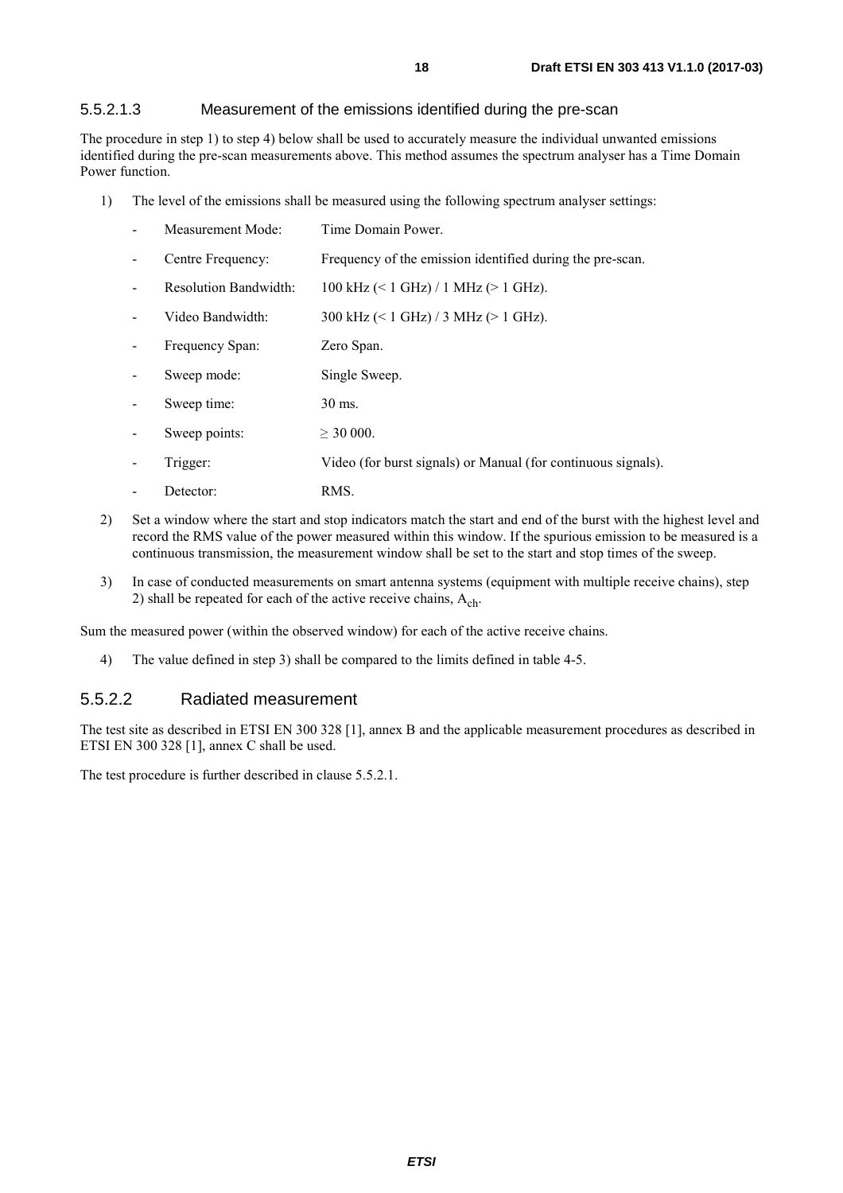#### 5.5.2.1.3 Measurement of the emissions identified during the pre-scan

The procedure in step 1) to step 4) below shall be used to accurately measure the individual unwanted emissions identified during the pre-scan measurements above. This method assumes the spectrum analyser has a Time Domain Power function.

1) The level of the emissions shall be measured using the following spectrum analyser settings:

   - Measurement Mode: Time Domain Power.
   - Centre Frequency: Frequency of the emission identified during the pre-scan.
   - Resolution Bandwidth: 100 kHz (< 1 GHz) / 1 MHz (> 1 GHz).
   - Video Bandwidth: 300 kHz (< 1 GHz) / 3 MHz (> 1 GHz).
   - Frequency Span: Zero Span.
   - Sweep mode: Single Sweep.
   - Sweep time: 30 ms.
   - Sweep points: ≥ 30 000.
   - Trigger: Video (for burst signals) or Manual (for continuous signals).
   - Detector: RMS.

2) Set a window where the start and stop indicators match the start and end of the burst with the highest level and record the RMS value of the power measured within this window. If the spurious emission to be measured is a continuous transmission, the measurement window shall be set to the start and stop times of the sweep.

3) In case of conducted measurements on smart antenna systems (equipment with multiple receive chains), step 2) shall be repeated for each of the active receive chains, $A_{ch}$.

Sum the measured power (within the observed window) for each of the active receive chains.

4) The value defined in step 3) shall be compared to the limits defined in table 4-5.

### 5.5.2.2 Radiated measurement

The test site as described in ETSI EN 300 328 [1], annex B and the applicable measurement procedures as described in ETSI EN 300 328 [1], annex C shall be used.

The test procedure is further described in clause 5.5.2.1.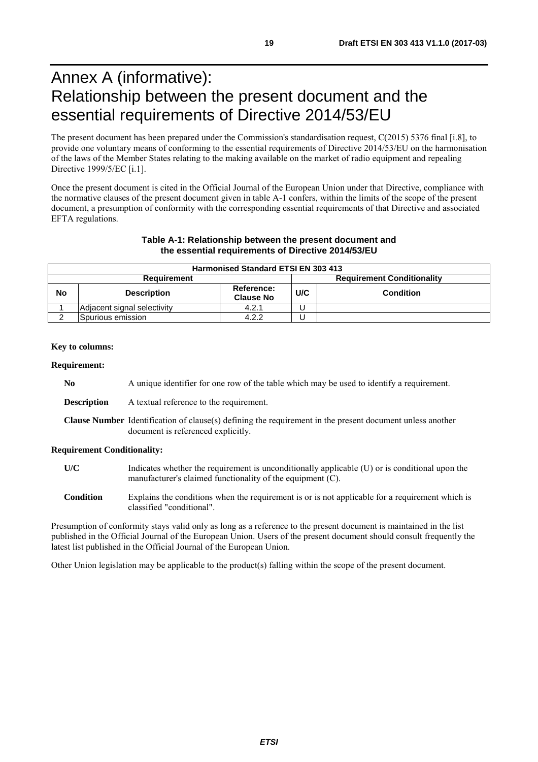# Annex A (informative): Relationship between the present document and the essential requirements of Directive 2014/53/EU

The present document has been prepared under the Commission's standardisation request, C(2015) 5376 final [i.8], to provide one voluntary means of conforming to the essential requirements of Directive 2014/53/EU on the harmonisation of the laws of the Member States relating to the making available on the market of radio equipment and repealing Directive 1999/5/EC [i.1].

Once the present document is cited in the Official Journal of the European Union under that Directive, compliance with the normative clauses of the present document given in table A-1 confers, within the limits of the scope of the present document, a presumption of conformity with the corresponding essential requirements of that Directive and associated EFTA regulations.

**Table A-1: Relationship between the present document and the essential requirements of Directive 2014/53/EU**

| Harmonised Standard ETSI EN 303 413 | | | | |
|---|---|---|---|---|
| **Requirement** | | | **Requirement Conditionality** | |
| **No** | **Description** | **Reference: Clause No** | **U/C** | **Condition** |
| 1 | Adjacent signal selectivity | 4.2.1 | U | |
| 2 | Spurious emission | 4.2.2 | U | |

**Key to columns:**

**Requirement:**

**No** A unique identifier for one row of the table which may be used to identify a requirement.

**Description** A textual reference to the requirement.

**Clause Number** Identification of clause(s) defining the requirement in the present document unless another document is referenced explicitly.

**Requirement Conditionality:**

**U/C** Indicates whether the requirement is unconditionally applicable (U) or is conditional upon the manufacturer's claimed functionality of the equipment (C).

**Condition** Explains the conditions when the requirement is or is not applicable for a requirement which is classified "conditional".

Presumption of conformity stays valid only as long as a reference to the present document is maintained in the list published in the Official Journal of the European Union. Users of the present document should consult frequently the latest list published in the Official Journal of the European Union.

Other Union legislation may be applicable to the product(s) falling within the scope of the present document.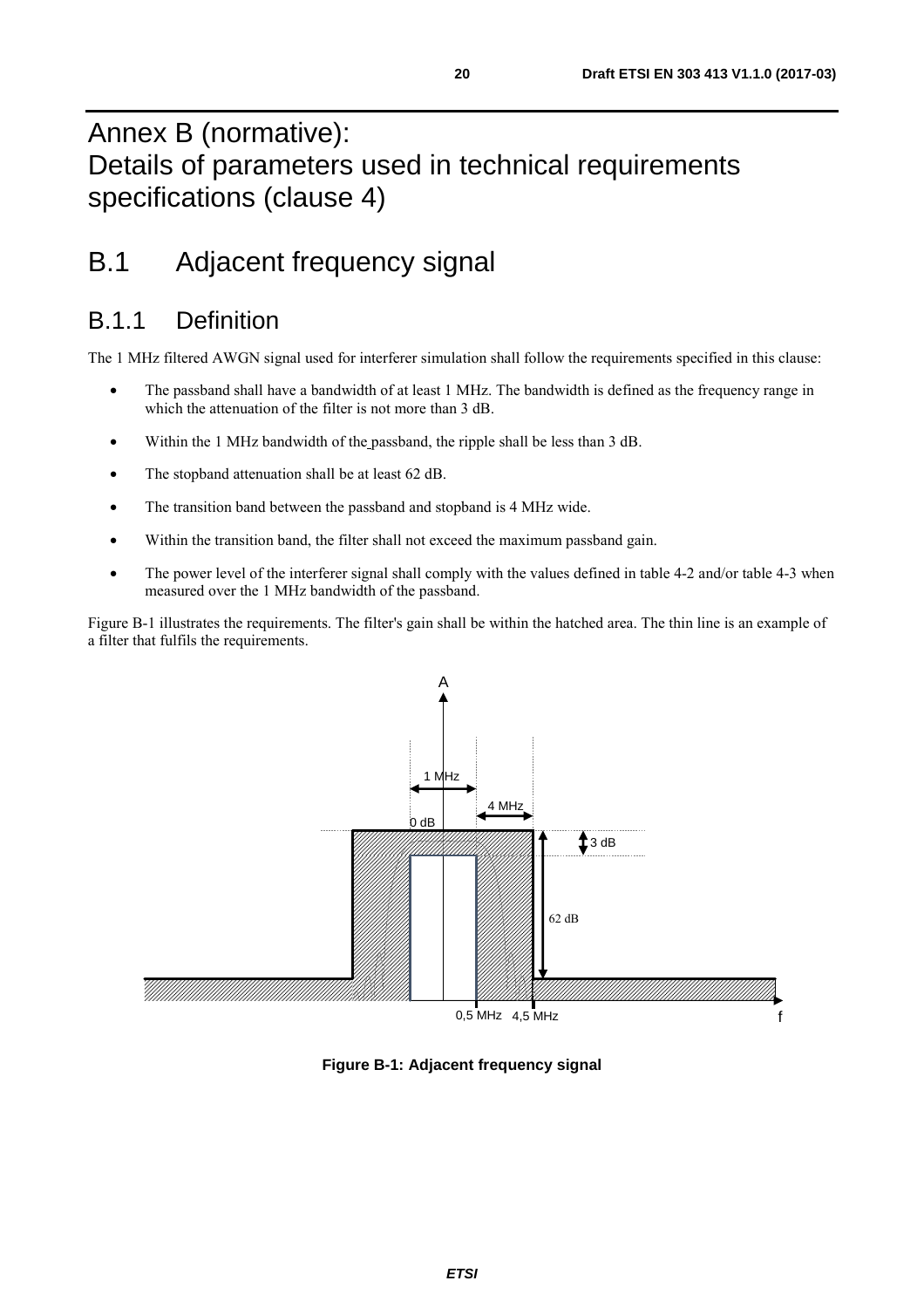# Annex B (normative): Details of parameters used in technical requirements specifications (clause 4)

# B.1 Adjacent frequency signal

## B.1.1 Definition

The 1 MHz filtered AWGN signal used for interferer simulation shall follow the requirements specified in this clause:

- The passband shall have a bandwidth of at least 1 MHz. The bandwidth is defined as the frequency range in which the attenuation of the filter is not more than 3 dB.
- Within the 1 MHz bandwidth of the passband, the ripple shall be less than 3 dB.
- The stopband attenuation shall be at least 62 dB.
- The transition band between the passband and stopband is 4 MHz wide.
- Within the transition band, the filter shall not exceed the maximum passband gain.
- The power level of the interferer signal shall comply with the values defined in table 4-2 and/or table 4-3 when measured over the 1 MHz bandwidth of the passband.

Figure B-1 illustrates the requirements. The filter's gain shall be within the hatched area. The thin line is an example of a filter that fulfils the requirements.

**Figure B-1: Adjacent frequency signal**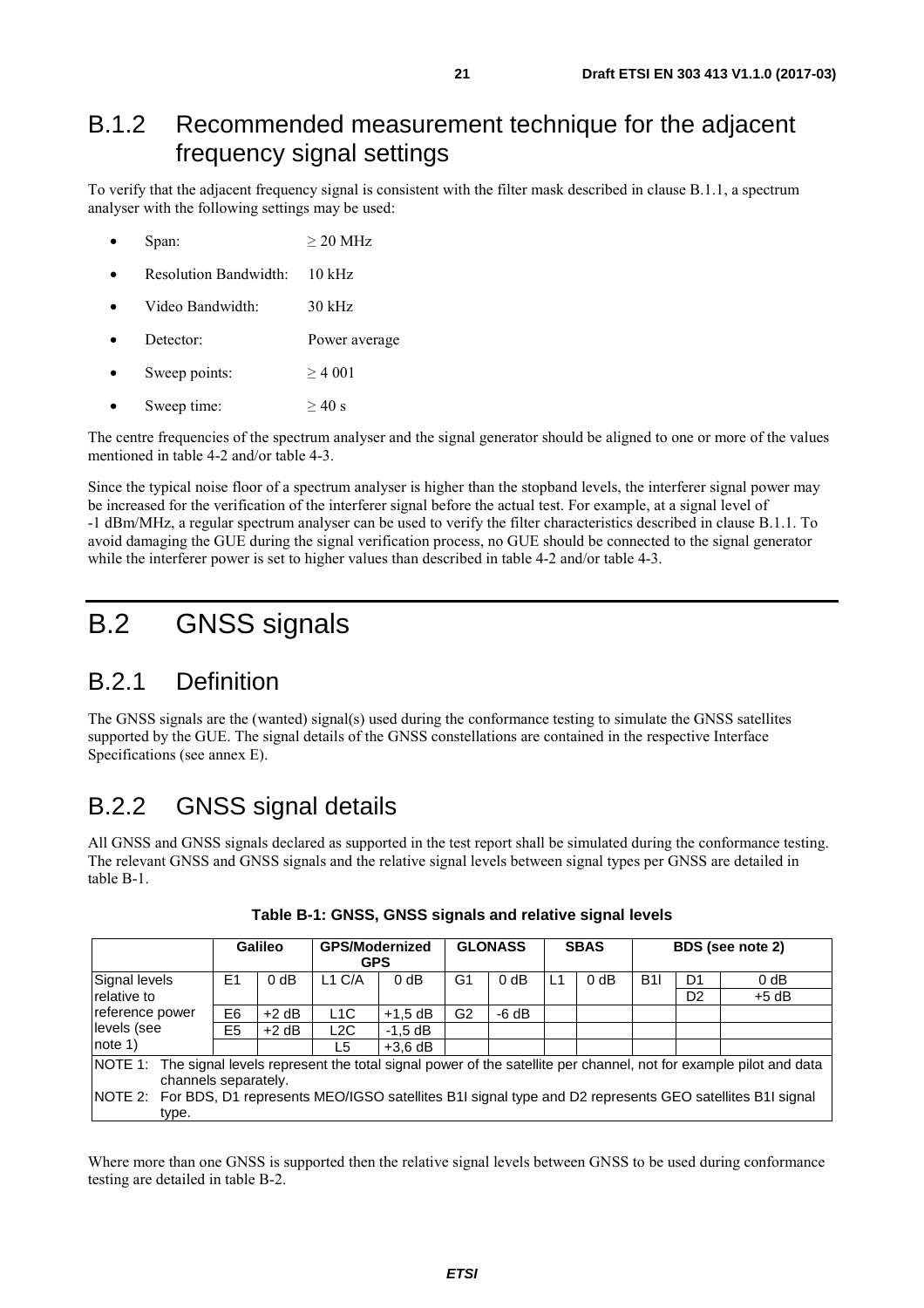## B.1.2 Recommended measurement technique for the adjacent frequency signal settings

To verify that the adjacent frequency signal is consistent with the filter mask described in clause B.1.1, a spectrum analyser with the following settings may be used:

- Span: ≥ 20 MHz
- Resolution Bandwidth: 10 kHz
- Video Bandwidth: 30 kHz
- Detector: Power average
- Sweep points: ≥ 4 001
- Sweep time: ≥ 40 s

The centre frequencies of the spectrum analyser and the signal generator should be aligned to one or more of the values mentioned in table 4-2 and/or table 4-3.

Since the typical noise floor of a spectrum analyser is higher than the stopband levels, the interferer signal power may be increased for the verification of the interferer signal before the actual test. For example, at a signal level of -1 dBm/MHz, a regular spectrum analyser can be used to verify the filter characteristics described in clause B.1.1. To avoid damaging the GUE during the signal verification process, no GUE should be connected to the signal generator while the interferer power is set to higher values than described in table 4-2 and/or table 4-3.

# B.2 GNSS signals

## B.2.1 Definition

The GNSS signals are the (wanted) signal(s) used during the conformance testing to simulate the GNSS satellites supported by the GUE. The signal details of the GNSS constellations are contained in the respective Interface Specifications (see annex E).

## B.2.2 GNSS signal details

All GNSS and GNSS signals declared as supported in the test report shall be simulated during the conformance testing. The relevant GNSS and GNSS signals and the relative signal levels between signal types per GNSS are detailed in table B-1.

**Table B-1: GNSS, GNSS signals and relative signal levels**

| | Galileo | | GPS/Modernized GPS | | GLONASS | | SBAS | | BDS (see note 2) | | |
|---|---|---|---|---|---|---|---|---|---|---|---|
| Signal levels relative to reference power levels (see note 1) | E1 | 0 dB | L1 C/A | 0 dB | G1 | 0 dB | L1 | 0 dB | B1I | D1 | 0 dB |
| | | | | | | | | | | D2 | +5 dB |
| | E6 | +2 dB | L1C | +1,5 dB | G2 | -6 dB | | | | | |
| | E5 | +2 dB | L2C | -1,5 dB | | | | | | | |
| | | | L5 | +3,6 dB | | | | | | | |
| NOTE 1: The signal levels represent the total signal power of the satellite per channel, not for example pilot and data channels separately. | | | | | | | | | | | |
| NOTE 2: For BDS, D1 represents MEO/IGSO satellites B1I signal type and D2 represents GEO satellites B1I signal type. | | | | | | | | | | | |

Where more than one GNSS is supported then the relative signal levels between GNSS to be used during conformance testing are detailed in table B-2.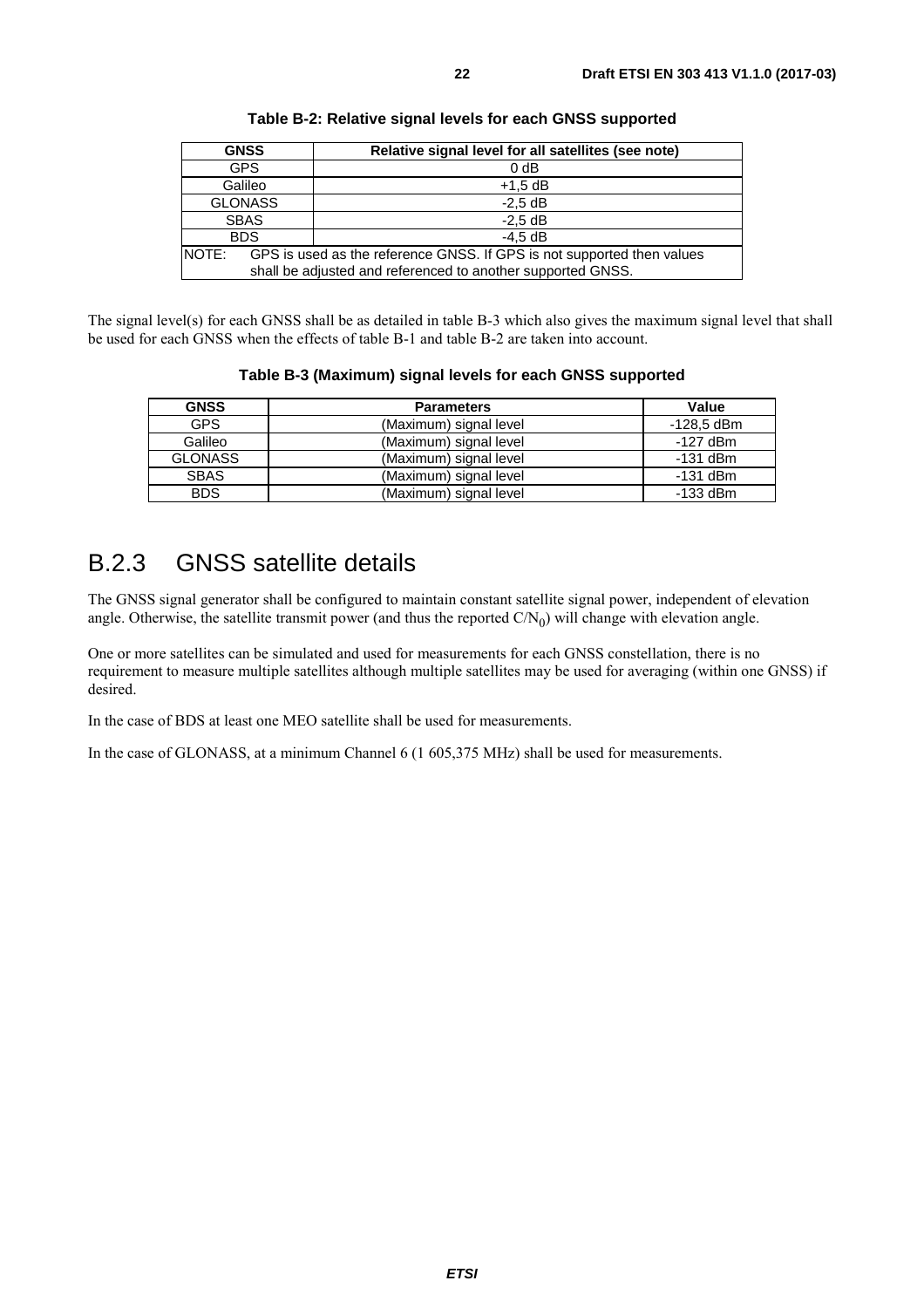**Table B-2: Relative signal levels for each GNSS supported**

| GNSS | Relative signal level for all satellites (see note) |
|---|---|
| GPS | 0 dB |
| Galileo | +1,5 dB |
| GLONASS | -2,5 dB |
| SBAS | -2,5 dB |
| BDS | -4,5 dB |
| NOTE: GPS is used as the reference GNSS. If GPS is not supported then values shall be adjusted and referenced to another supported GNSS. | |

The signal level(s) for each GNSS shall be as detailed in table B-3 which also gives the maximum signal level that shall be used for each GNSS when the effects of table B-1 and table B-2 are taken into account.

**Table B-3 (Maximum) signal levels for each GNSS supported**

| GNSS | Parameters | Value |
|---|---|---|
| GPS | (Maximum) signal level | -128,5 dBm |
| Galileo | (Maximum) signal level | -127 dBm |
| GLONASS | (Maximum) signal level | -131 dBm |
| SBAS | (Maximum) signal level | -131 dBm |
| BDS | (Maximum) signal level | -133 dBm |

## B.2.3 GNSS satellite details

The GNSS signal generator shall be configured to maintain constant satellite signal power, independent of elevation angle. Otherwise, the satellite transmit power (and thus the reported $C/N_0$) will change with elevation angle.

One or more satellites can be simulated and used for measurements for each GNSS constellation, there is no requirement to measure multiple satellites although multiple satellites may be used for averaging (within one GNSS) if desired.

In the case of BDS at least one MEO satellite shall be used for measurements.

In the case of GLONASS, at a minimum Channel 6 (1 605,375 MHz) shall be used for measurements.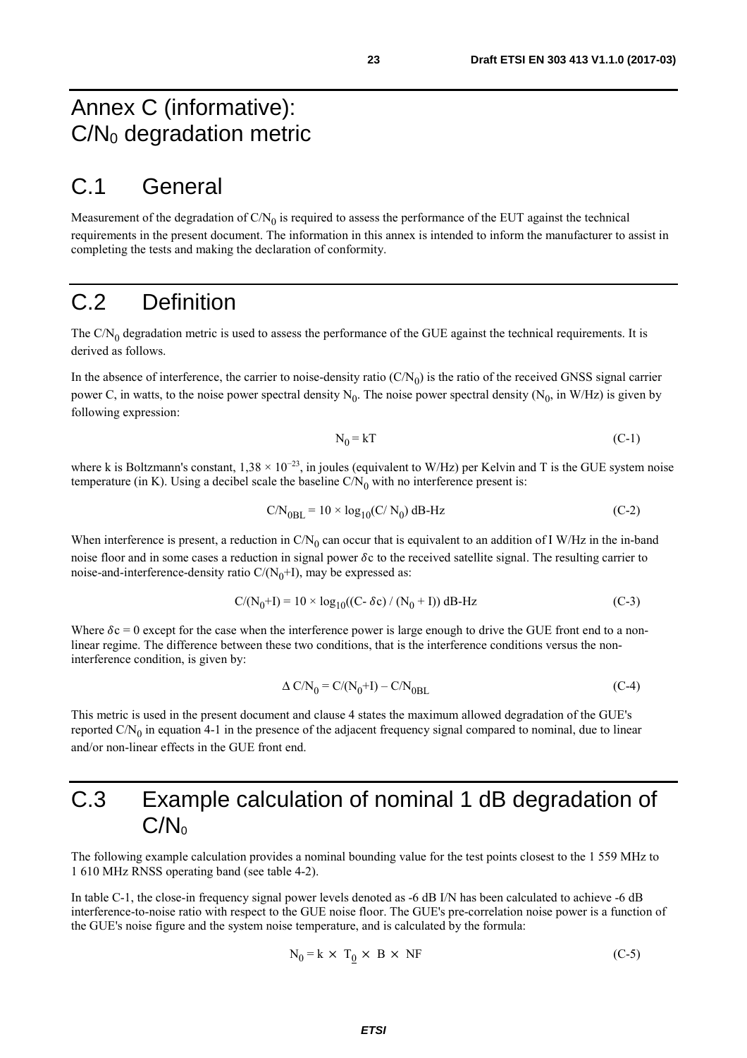# Annex C (informative): $C/N_0$ degradation metric

# C.1 General

Measurement of the degradation of $C/N_0$ is required to assess the performance of the EUT against the technical requirements in the present document. The information in this annex is intended to inform the manufacturer to assist in completing the tests and making the declaration of conformity.

# C.2 Definition

The $C/N_0$ degradation metric is used to assess the performance of the GUE against the technical requirements. It is derived as follows.

In the absence of interference, the carrier to noise-density ratio ($C/N_0$) is the ratio of the received GNSS signal carrier power C, in watts, to the noise power spectral density $N_0$. The noise power spectral density ($N_0$, in W/Hz) is given by following expression:

$$N_0 = kT \tag{C-1}$$

where k is Boltzmann's constant, $1{,}38 \times 10^{-23}$, in joules (equivalent to W/Hz) per Kelvin and T is the GUE system noise temperature (in K). Using a decibel scale the baseline $C/N_0$ with no interference present is:

$$C/N_{0BL} = 10 \times \log_{10}(C/N_0) \text{ dB-Hz} \tag{C-2}$$

When interference is present, a reduction in $C/N_0$ can occur that is equivalent to an addition of I W/Hz in the in-band noise floor and in some cases a reduction in signal power $\delta c$ to the received satellite signal. The resulting carrier to noise-and-interference-density ratio $C/(N_0+I)$, may be expressed as:

$$C/(N_0+I) = 10 \times \log_{10}((C - \delta c) / (N_0 + I)) \text{ dB-Hz} \tag{C-3}$$

Where $\delta c = 0$ except for the case when the interference power is large enough to drive the GUE front end to a non-linear regime. The difference between these two conditions, that is the interference conditions versus the non-interference condition, is given by:

$$\Delta C/N_0 = C/(N_0+I) - C/N_{0BL} \tag{C-4}$$

This metric is used in the present document and clause 4 states the maximum allowed degradation of the GUE's reported $C/N_0$ in equation 4-1 in the presence of the adjacent frequency signal compared to nominal, due to linear and/or non-linear effects in the GUE front end.

# C.3 Example calculation of nominal 1 dB degradation of $C/N_0$

The following example calculation provides a nominal bounding value for the test points closest to the 1 559 MHz to 1 610 MHz RNSS operating band (see table 4-2).

In table C-1, the close-in frequency signal power levels denoted as -6 dB I/N has been calculated to achieve -6 dB interference-to-noise ratio with respect to the GUE noise floor. The GUE's pre-correlation noise power is a function of the GUE's noise figure and the system noise temperature, and is calculated by the formula:

$$N_0 = k \times T_0 \times B \times NF \tag{C-5}$$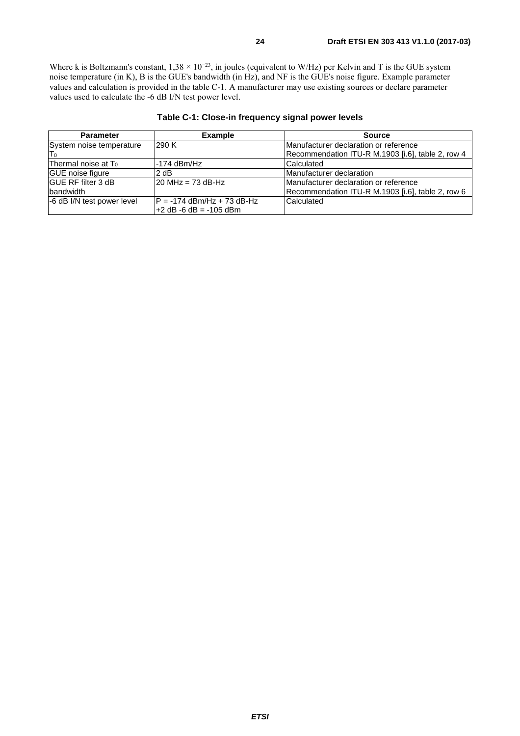Where k is Boltzmann's constant, $1{,}38 \times 10^{-23}$, in joules (equivalent to W/Hz) per Kelvin and T is the GUE system noise temperature (in K), B is the GUE's bandwidth (in Hz), and NF is the GUE's noise figure. Example parameter values and calculation is provided in the table C-1. A manufacturer may use existing sources or declare parameter values used to calculate the -6 dB I/N test power level.

**Table C-1: Close-in frequency signal power levels**

| Parameter | Example | Source |
|---|---|---|
| System noise temperature $T_0$ | 290 K | Manufacturer declaration or reference Recommendation ITU-R M.1903 [i.6], table 2, row 4 |
| Thermal noise at $T_0$ | -174 dBm/Hz | Calculated |
| GUE noise figure | 2 dB | Manufacturer declaration |
| GUE RF filter 3 dB bandwidth | 20 MHz = 73 dB-Hz | Manufacturer declaration or reference Recommendation ITU-R M.1903 [i.6], table 2, row 6 |
| -6 dB I/N test power level | P = -174 dBm/Hz + 73 dB-Hz +2 dB -6 dB = -105 dBm | Calculated |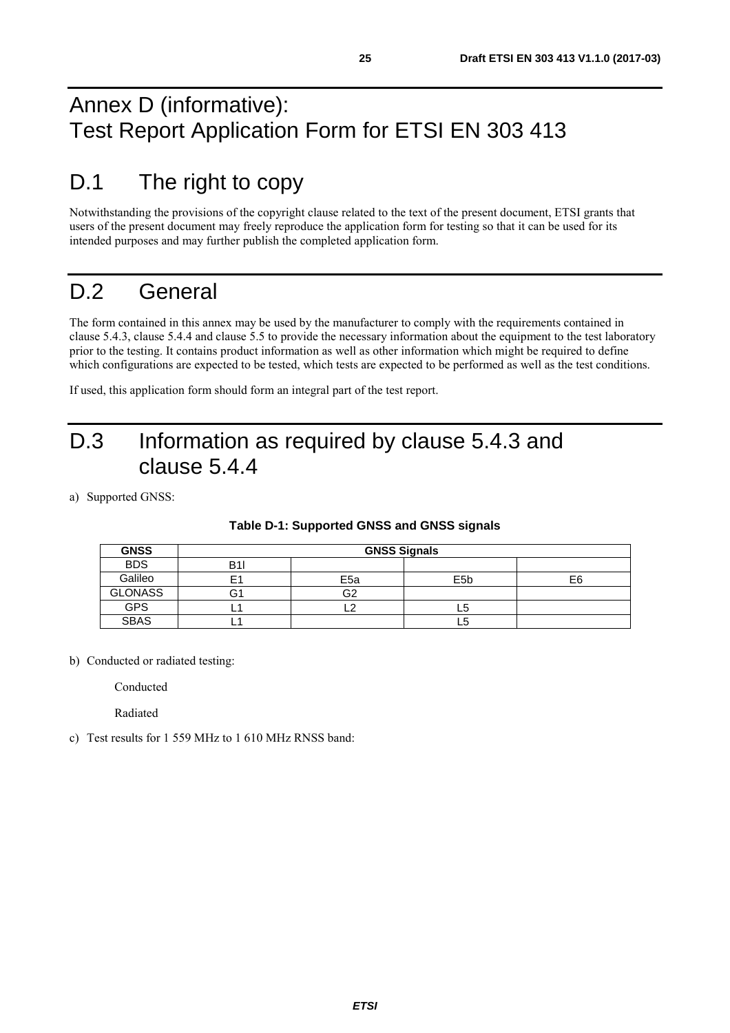# Annex D (informative): Test Report Application Form for ETSI EN 303 413

## D.1 The right to copy

Notwithstanding the provisions of the copyright clause related to the text of the present document, ETSI grants that users of the present document may freely reproduce the application form for testing so that it can be used for its intended purposes and may further publish the completed application form.

## D.2 General

The form contained in this annex may be used by the manufacturer to comply with the requirements contained in clause 5.4.3, clause 5.4.4 and clause 5.5 to provide the necessary information about the equipment to the test laboratory prior to the testing. It contains product information as well as other information which might be required to define which configurations are expected to be tested, which tests are expected to be performed as well as the test conditions.

If used, this application form should form an integral part of the test report.

## D.3 Information as required by clause 5.4.3 and clause 5.4.4

a) Supported GNSS:

**Table D-1: Supported GNSS and GNSS signals**

| GNSS | GNSS Signals | | | |
|---|---|---|---|---|
| BDS | B1I | | | |
| Galileo | E1 | E5a | E5b | E6 |
| GLONASS | G1 | G2 | | |
| GPS | L1 | L2 | L5 | |
| SBAS | L1 | | L5 | |

b) Conducted or radiated testing:

Conducted

Radiated

c) Test results for 1 559 MHz to 1 610 MHz RNSS band: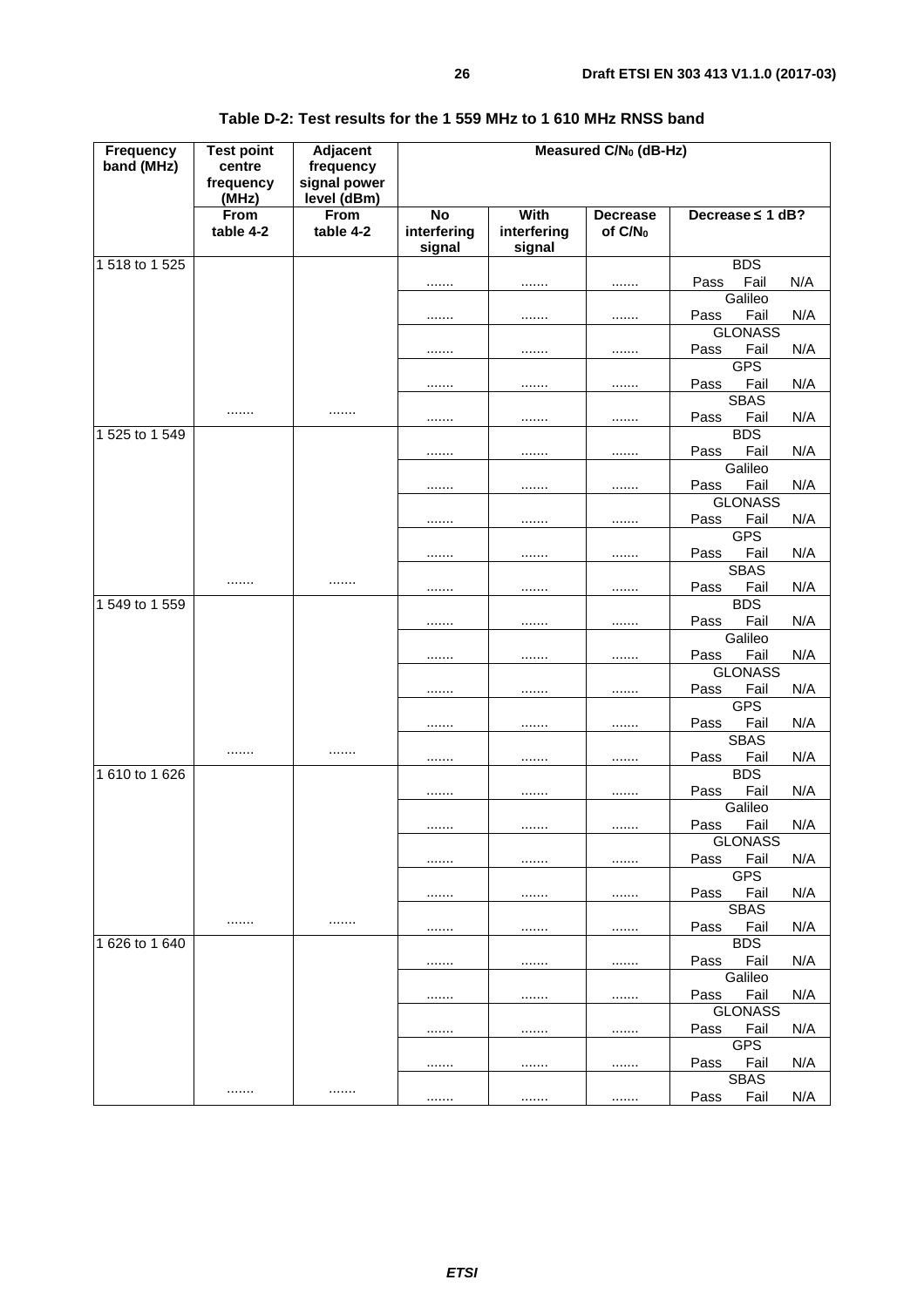**Table D-2: Test results for the 1 559 MHz to 1 610 MHz RNSS band**

| Frequency band (MHz) | Test point centre frequency (MHz) | Adjacent frequency signal power level (dBm) | Measured $C/N_0$ (dB-Hz) | | | |
|---|---|---|---|---|---|---|
| | From table 4-2 | From table 4-2 | No interfering signal | With interfering signal | Decrease of $C/N_0$ | Decrease ≤ 1 dB? |
| 1 518 to 1 525 | | | ....... | ....... | ....... | BDS<br>Pass Fail N/A |
| | | | ....... | ....... | ....... | Galileo<br>Pass Fail N/A |
| | | | ....... | ....... | ....... | GLONASS<br>Pass Fail N/A |
| | | | ....... | ....... | ....... | GPS<br>Pass Fail N/A |
| | ....... | ....... | ....... | ....... | ....... | SBAS<br>Pass Fail N/A |
| 1 525 to 1 549 | | | ....... | ....... | ....... | BDS<br>Pass Fail N/A |
| | | | ....... | ....... | ....... | Galileo<br>Pass Fail N/A |
| | | | ....... | ....... | ....... | GLONASS<br>Pass Fail N/A |
| | | | ....... | ....... | ....... | GPS<br>Pass Fail N/A |
| | ....... | ....... | ....... | ....... | ....... | SBAS<br>Pass Fail N/A |
| 1 549 to 1 559 | | | ....... | ....... | ....... | BDS<br>Pass Fail N/A |
| | | | ....... | ....... | ....... | Galileo<br>Pass Fail N/A |
| | | | ....... | ....... | ....... | GLONASS<br>Pass Fail N/A |
| | | | ....... | ....... | ....... | GPS<br>Pass Fail N/A |
| | ....... | ....... | ....... | ....... | ....... | SBAS<br>Pass Fail N/A |
| 1 610 to 1 626 | | | ....... | ....... | ....... | BDS<br>Pass Fail N/A |
| | | | ....... | ....... | ....... | Galileo<br>Pass Fail N/A |
| | | | ....... | ....... | ....... | GLONASS<br>Pass Fail N/A |
| | | | ....... | ....... | ....... | GPS<br>Pass Fail N/A |
| | ....... | ....... | ....... | ....... | ....... | SBAS<br>Pass Fail N/A |
| 1 626 to 1 640 | | | ....... | ....... | ....... | BDS<br>Pass Fail N/A |
| | | | ....... | ....... | ....... | Galileo<br>Pass Fail N/A |
| | | | ....... | ....... | ....... | GLONASS<br>Pass Fail N/A |
| | | | ....... | ....... | ....... | GPS<br>Pass Fail N/A |
| | ....... | ....... | ....... | ....... | ....... | SBAS<br>Pass Fail N/A |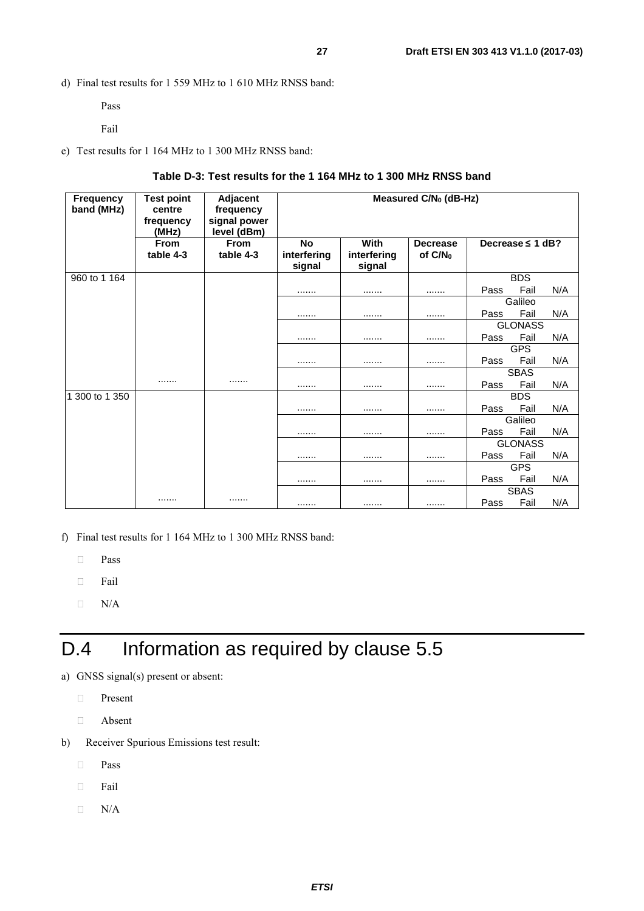d) Final test results for 1 559 MHz to 1 610 MHz RNSS band:

Pass

Fail

e) Test results for 1 164 MHz to 1 300 MHz RNSS band:

**Table D-3: Test results for the 1 164 MHz to 1 300 MHz RNSS band**

| Frequency band (MHz) | Test point centre frequency (MHz) | Adjacent frequency signal power level (dBm) | Measured $C/N_0$ (dB-Hz) | | | |
|---|---|---|---|---|---|---|
| | From table 4-3 | From table 4-3 | No interfering signal | With interfering signal | Decrease of $C/N_0$ | Decrease ≤ 1 dB? |
| 960 to 1 164 | ....... | ....... | ....... | ....... | ....... | BDS<br>Pass Fail N/A |
| | | | ....... | ....... | ....... | Galileo<br>Pass Fail N/A |
| | | | ....... | ....... | ....... | GLONASS<br>Pass Fail N/A |
| | | | ....... | ....... | ....... | GPS<br>Pass Fail N/A |
| | | | ....... | ....... | ....... | SBAS<br>Pass Fail N/A |
| 1 300 to 1 350 | ....... | ....... | ....... | ....... | ....... | BDS<br>Pass Fail N/A |
| | | | ....... | ....... | ....... | Galileo<br>Pass Fail N/A |
| | | | ....... | ....... | ....... | GLONASS<br>Pass Fail N/A |
| | | | ....... | ....... | ....... | GPS<br>Pass Fail N/A |
| | | | ....... | ....... | ....... | SBAS<br>Pass Fail N/A |

f) Final test results for 1 164 MHz to 1 300 MHz RNSS band:

- Pass
- Fail
- N/A

# D.4 Information as required by clause 5.5

a) GNSS signal(s) present or absent:

- Present
- Absent

b) Receiver Spurious Emissions test result:

- Pass
- Fail
- N/A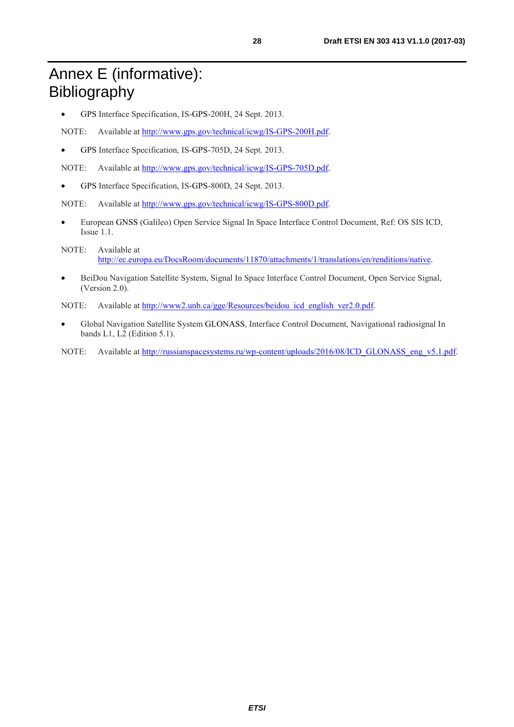# Annex E (informative): Bibliography

- GPS Interface Specification, IS-GPS-200H, 24 Sept. 2013.

NOTE: Available at http://www.gps.gov/technical/icwg/IS-GPS-200H.pdf.

- GPS Interface Specification, IS-GPS-705D, 24 Sept. 2013.

NOTE: Available at http://www.gps.gov/technical/icwg/IS-GPS-705D.pdf.

- GPS Interface Specification, IS-GPS-800D, 24 Sept. 2013.

NOTE: Available at http://www.gps.gov/technical/icwg/IS-GPS-800D.pdf.

- European GNSS (Galileo) Open Service Signal In Space Interface Control Document, Ref: OS SIS ICD, Issue 1.1.

NOTE: Available at http://ec.europa.eu/DocsRoom/documents/11870/attachments/1/translations/en/renditions/native.

- BeiDou Navigation Satellite System, Signal In Space Interface Control Document, Open Service Signal, (Version 2.0).

NOTE: Available at http://www2.unb.ca/gge/Resources/beidou_icd_english_ver2.0.pdf.

- Global Navigation Satellite System GLONASS, Interface Control Document, Navigational radiosignal In bands L1, L2 (Edition 5.1).

NOTE: Available at http://russianspacesystems.ru/wp-content/uploads/2016/08/ICD_GLONASS_eng_v5.1.pdf.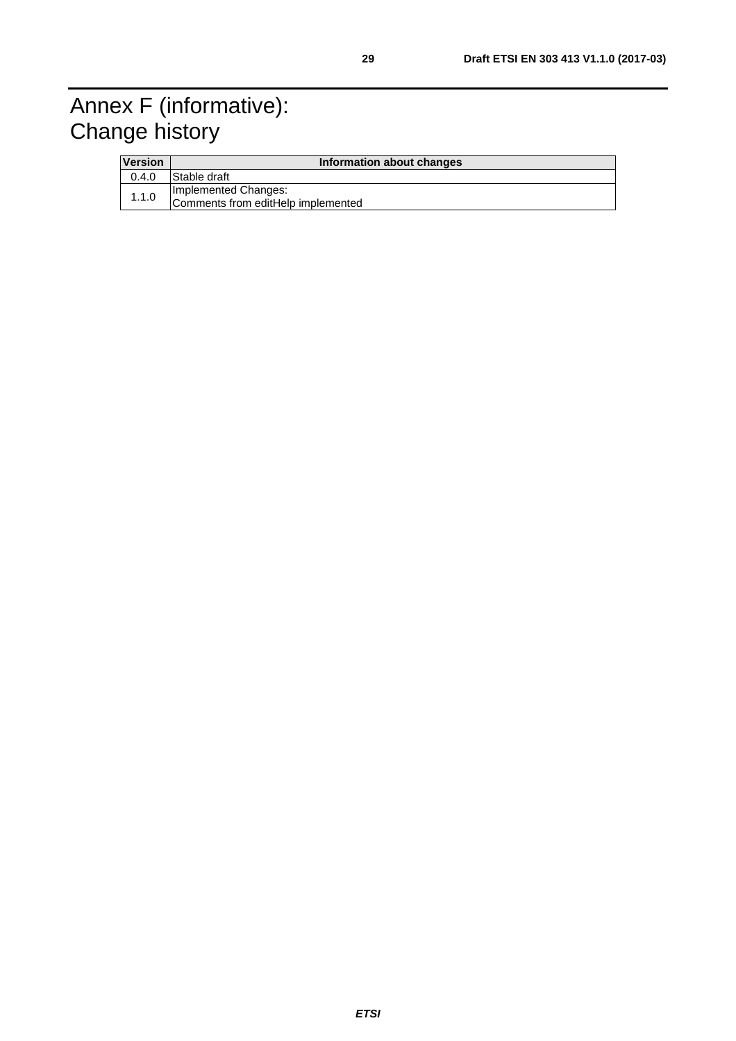# Annex F (informative): Change history

| Version | Information about changes |
|---|---|
| 0.4.0 | Stable draft |
| 1.1.0 | Implemented Changes:<br>Comments from editHelp implemented |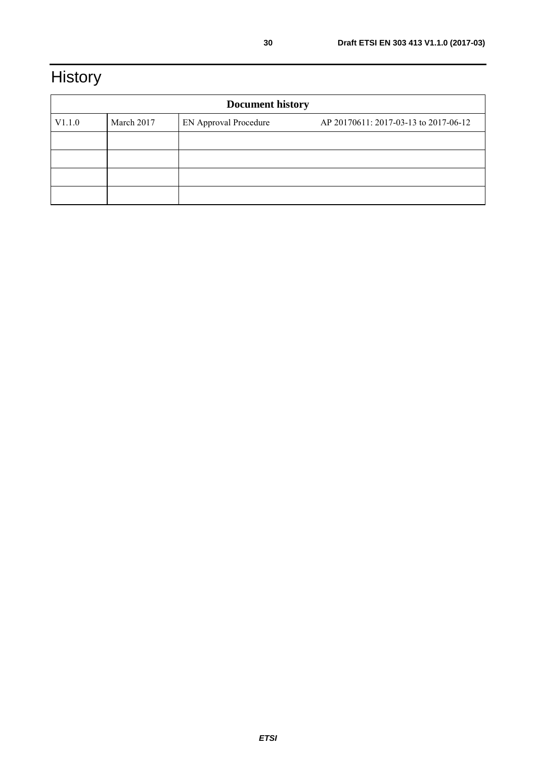# History

| Document history | | | |
|---|---|---|---|
| V1.1.0 | March 2017 | EN Approval Procedure | AP 20170611: 2017-03-13 to 2017-06-12 |
| | | | |
| | | | |
| | | | |
| | | | |